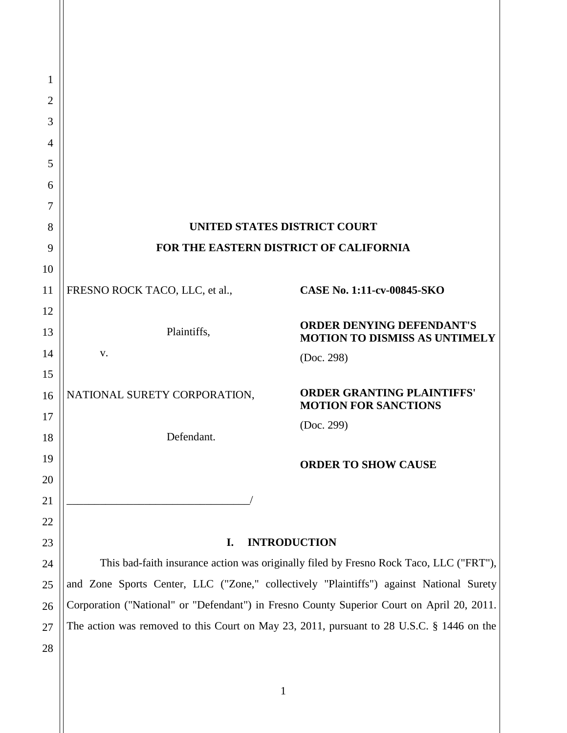**UNITED STATES DISTRICT COURT**

**FOR THE EASTERN DISTRICT OF CALIFORNIA**

| | |
|---|---|
| FRESNO ROCK TACO, LLC, et al., | **CASE No. 1:11-cv-00845-SKO** |
| Plaintiffs, | **ORDER DENYING DEFENDANT'S MOTION TO DISMISS AS UNTIMELY** |
| v. | (Doc. 298) |
| NATIONAL SURETY CORPORATION, | **ORDER GRANTING PLAINTIFFS' MOTION FOR SANCTIONS** |
| Defendant. | (Doc. 299) |
| | **ORDER TO SHOW CAUSE** |

## I. INTRODUCTION

This bad-faith insurance action was originally filed by Fresno Rock Taco, LLC ("FRT"), and Zone Sports Center, LLC ("Zone," collectively "Plaintiffs") against National Surety Corporation ("National" or "Defendant") in Fresno County Superior Court on April 20, 2011. The action was removed to this Court on May 23, 2011, pursuant to 28 U.S.C. § 1446 on the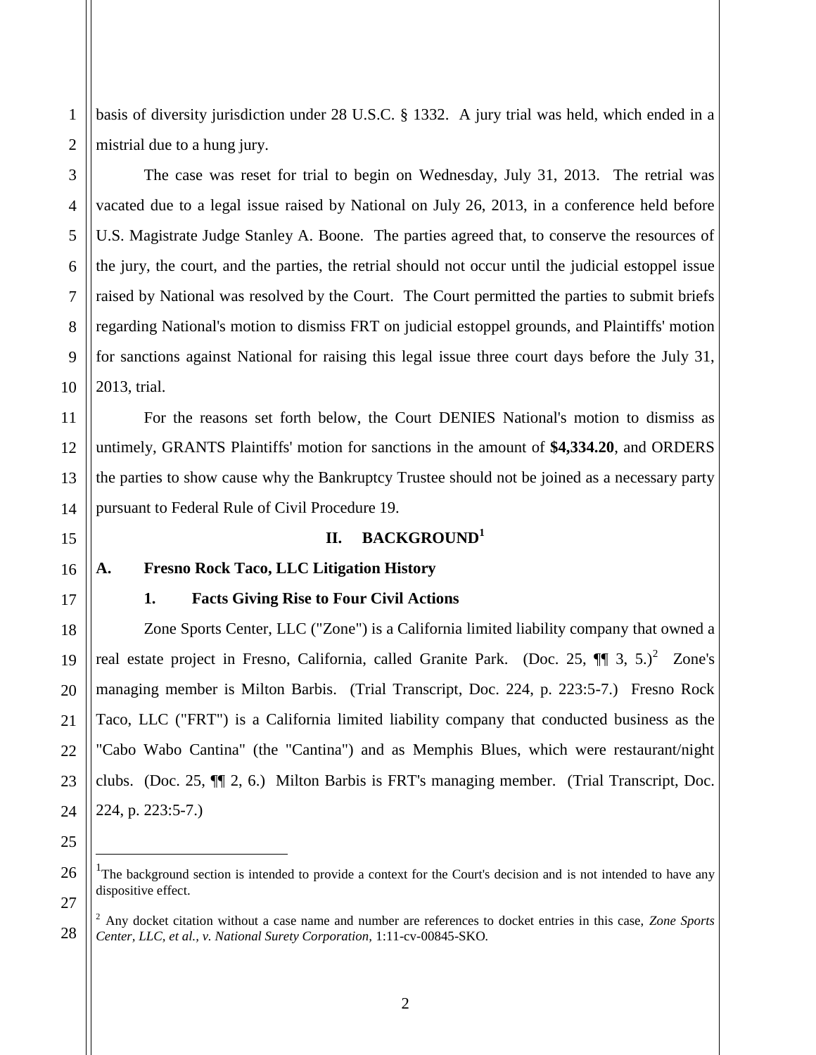basis of diversity jurisdiction under 28 U.S.C. § 1332. A jury trial was held, which ended in a mistrial due to a hung jury.

The case was reset for trial to begin on Wednesday, July 31, 2013. The retrial was vacated due to a legal issue raised by National on July 26, 2013, in a conference held before U.S. Magistrate Judge Stanley A. Boone. The parties agreed that, to conserve the resources of the jury, the court, and the parties, the retrial should not occur until the judicial estoppel issue raised by National was resolved by the Court. The Court permitted the parties to submit briefs regarding National's motion to dismiss FRT on judicial estoppel grounds, and Plaintiffs' motion for sanctions against National for raising this legal issue three court days before the July 31, 2013, trial.

For the reasons set forth below, the Court DENIES National's motion to dismiss as untimely, GRANTS Plaintiffs' motion for sanctions in the amount of **$4,334.20**, and ORDERS the parties to show cause why the Bankruptcy Trustee should not be joined as a necessary party pursuant to Federal Rule of Civil Procedure 19.

## II. BACKGROUND[1]

### A. Fresno Rock Taco, LLC Litigation History

#### 1. Facts Giving Rise to Four Civil Actions

Zone Sports Center, LLC ("Zone") is a California limited liability company that owned a real estate project in Fresno, California, called Granite Park. (Doc. 25, ¶¶ 3, 5.)[2] Zone's managing member is Milton Barbis. (Trial Transcript, Doc. 224, p. 223:5-7.) Fresno Rock Taco, LLC ("FRT") is a California limited liability company that conducted business as the "Cabo Wabo Cantina" (the "Cantina") and as Memphis Blues, which were restaurant/night clubs. (Doc. 25, ¶¶ 2, 6.) Milton Barbis is FRT's managing member. (Trial Transcript, Doc. 224, p. 223:5-7.)

---

[1] The background section is intended to provide a context for the Court's decision and is not intended to have any dispositive effect.

[2] Any docket citation without a case name and number are references to docket entries in this case, *Zone Sports Center, LLC, et al., v. National Surety Corporation*, 1:11-cv-00845-SKO.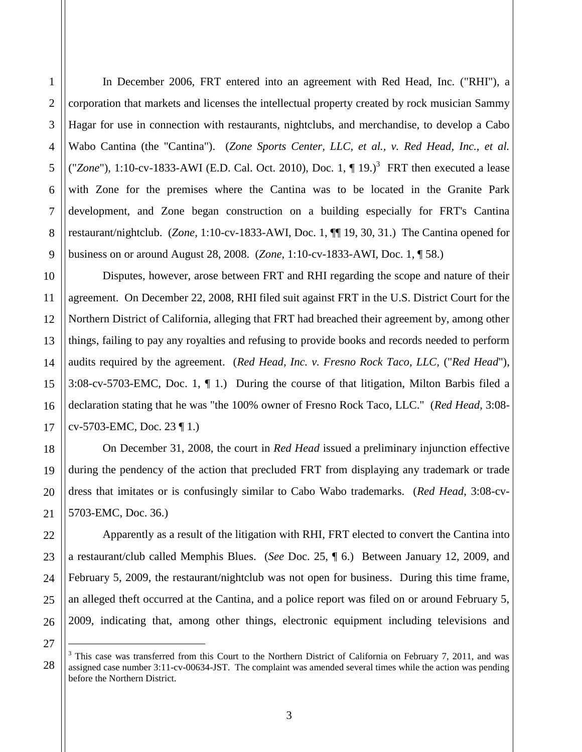In December 2006, FRT entered into an agreement with Red Head, Inc. ("RHI"), a corporation that markets and licenses the intellectual property created by rock musician Sammy Hagar for use in connection with restaurants, nightclubs, and merchandise, to develop a Cabo Wabo Cantina (the "Cantina"). (*Zone Sports Center, LLC, et al., v. Red Head, Inc., et al.* ("*Zone*"), 1:10-cv-1833-AWI (E.D. Cal. Oct. 2010), Doc. 1, ¶ 19.)[3] FRT then executed a lease with Zone for the premises where the Cantina was to be located in the Granite Park development, and Zone began construction on a building especially for FRT's Cantina restaurant/nightclub. (*Zone*, 1:10-cv-1833-AWI, Doc. 1, ¶¶ 19, 30, 31.) The Cantina opened for business on or around August 28, 2008. (*Zone*, 1:10-cv-1833-AWI, Doc. 1, ¶ 58.)

Disputes, however, arose between FRT and RHI regarding the scope and nature of their agreement. On December 22, 2008, RHI filed suit against FRT in the U.S. District Court for the Northern District of California, alleging that FRT had breached their agreement by, among other things, failing to pay any royalties and refusing to provide books and records needed to perform audits required by the agreement. (*Red Head, Inc. v. Fresno Rock Taco, LLC*, ("*Red Head*"), 3:08-cv-5703-EMC, Doc. 1, ¶ 1.) During the course of that litigation, Milton Barbis filed a declaration stating that he was "the 100% owner of Fresno Rock Taco, LLC." (*Red Head*, 3:08-cv-5703-EMC, Doc. 23 ¶ 1.)

On December 31, 2008, the court in *Red Head* issued a preliminary injunction effective during the pendency of the action that precluded FRT from displaying any trademark or trade dress that imitates or is confusingly similar to Cabo Wabo trademarks. (*Red Head*, 3:08-cv-5703-EMC, Doc. 36.)

Apparently as a result of the litigation with RHI, FRT elected to convert the Cantina into a restaurant/club called Memphis Blues. (*See* Doc. 25, ¶ 6.) Between January 12, 2009, and February 5, 2009, the restaurant/nightclub was not open for business. During this time frame, an alleged theft occurred at the Cantina, and a police report was filed on or around February 5, 2009, indicating that, among other things, electronic equipment including televisions and

---

[3] This case was transferred from this Court to the Northern District of California on February 7, 2011, and was assigned case number 3:11-cv-00634-JST. The complaint was amended several times while the action was pending before the Northern District.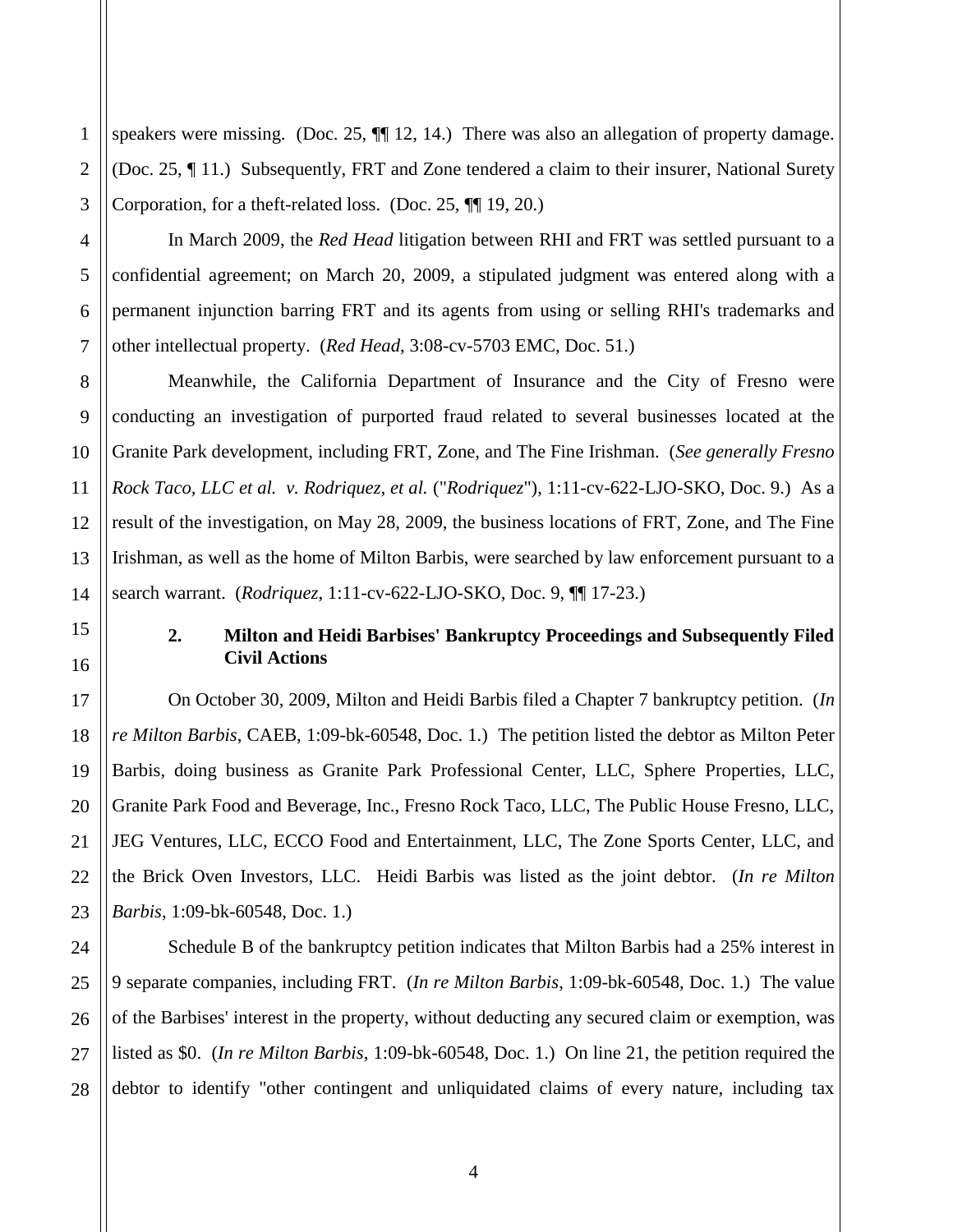speakers were missing. (Doc. 25, ¶¶ 12, 14.) There was also an allegation of property damage. (Doc. 25, ¶ 11.) Subsequently, FRT and Zone tendered a claim to their insurer, National Surety Corporation, for a theft-related loss. (Doc. 25, ¶¶ 19, 20.)

In March 2009, the *Red Head* litigation between RHI and FRT was settled pursuant to a confidential agreement; on March 20, 2009, a stipulated judgment was entered along with a permanent injunction barring FRT and its agents from using or selling RHI's trademarks and other intellectual property. (*Red Head*, 3:08-cv-5703 EMC, Doc. 51.)

Meanwhile, the California Department of Insurance and the City of Fresno were conducting an investigation of purported fraud related to several businesses located at the Granite Park development, including FRT, Zone, and The Fine Irishman. (*See generally Fresno Rock Taco, LLC et al. v. Rodriquez, et al.* ("*Rodriquez*"), 1:11-cv-622-LJO-SKO, Doc. 9.) As a result of the investigation, on May 28, 2009, the business locations of FRT, Zone, and The Fine Irishman, as well as the home of Milton Barbis, were searched by law enforcement pursuant to a search warrant. (*Rodriquez*, 1:11-cv-622-LJO-SKO, Doc. 9, ¶¶ 17-23.)

**2. Milton and Heidi Barbises' Bankruptcy Proceedings and Subsequently Filed Civil Actions**

On October 30, 2009, Milton and Heidi Barbis filed a Chapter 7 bankruptcy petition. (*In re Milton Barbis*, CAEB, 1:09-bk-60548, Doc. 1.) The petition listed the debtor as Milton Peter Barbis, doing business as Granite Park Professional Center, LLC, Sphere Properties, LLC, Granite Park Food and Beverage, Inc., Fresno Rock Taco, LLC, The Public House Fresno, LLC, JEG Ventures, LLC, ECCO Food and Entertainment, LLC, The Zone Sports Center, LLC, and the Brick Oven Investors, LLC. Heidi Barbis was listed as the joint debtor. (*In re Milton Barbis*, 1:09-bk-60548, Doc. 1.)

Schedule B of the bankruptcy petition indicates that Milton Barbis had a 25% interest in 9 separate companies, including FRT. (*In re Milton Barbis*, 1:09-bk-60548, Doc. 1.) The value of the Barbises' interest in the property, without deducting any secured claim or exemption, was listed as $0. (*In re Milton Barbis*, 1:09-bk-60548, Doc. 1.) On line 21, the petition required the debtor to identify "other contingent and unliquidated claims of every nature, including tax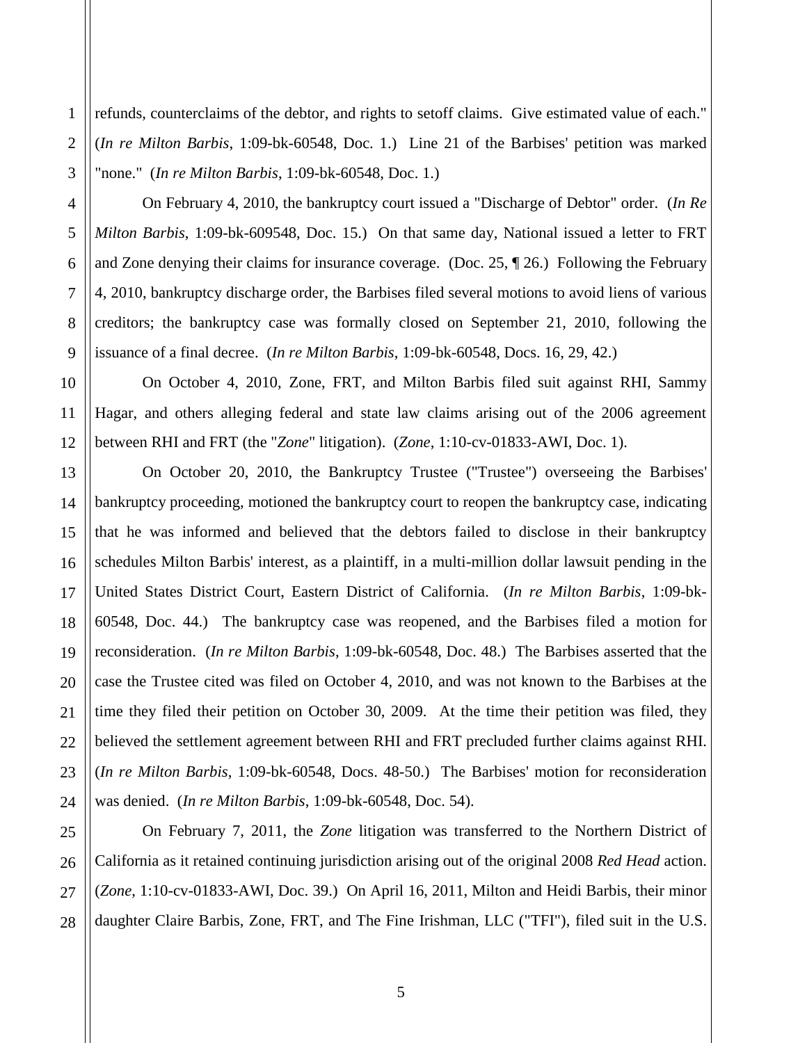refunds, counterclaims of the debtor, and rights to setoff claims. Give estimated value of each." (*In re Milton Barbis*, 1:09-bk-60548, Doc. 1.) Line 21 of the Barbises' petition was marked "none." (*In re Milton Barbis*, 1:09-bk-60548, Doc. 1.)

On February 4, 2010, the bankruptcy court issued a "Discharge of Debtor" order. (*In Re Milton Barbis*, 1:09-bk-609548, Doc. 15.) On that same day, National issued a letter to FRT and Zone denying their claims for insurance coverage. (Doc. 25, ¶ 26.) Following the February 4, 2010, bankruptcy discharge order, the Barbises filed several motions to avoid liens of various creditors; the bankruptcy case was formally closed on September 21, 2010, following the issuance of a final decree. (*In re Milton Barbis*, 1:09-bk-60548, Docs. 16, 29, 42.)

On October 4, 2010, Zone, FRT, and Milton Barbis filed suit against RHI, Sammy Hagar, and others alleging federal and state law claims arising out of the 2006 agreement between RHI and FRT (the "*Zone*" litigation). (*Zone*, 1:10-cv-01833-AWI, Doc. 1).

On October 20, 2010, the Bankruptcy Trustee ("Trustee") overseeing the Barbises' bankruptcy proceeding, motioned the bankruptcy court to reopen the bankruptcy case, indicating that he was informed and believed that the debtors failed to disclose in their bankruptcy schedules Milton Barbis' interest, as a plaintiff, in a multi-million dollar lawsuit pending in the United States District Court, Eastern District of California. (*In re Milton Barbis*, 1:09-bk-60548, Doc. 44.) The bankruptcy case was reopened, and the Barbises filed a motion for reconsideration. (*In re Milton Barbis*, 1:09-bk-60548, Doc. 48.) The Barbises asserted that the case the Trustee cited was filed on October 4, 2010, and was not known to the Barbises at the time they filed their petition on October 30, 2009. At the time their petition was filed, they believed the settlement agreement between RHI and FRT precluded further claims against RHI. (*In re Milton Barbis*, 1:09-bk-60548, Docs. 48-50.) The Barbises' motion for reconsideration was denied. (*In re Milton Barbis*, 1:09-bk-60548, Doc. 54).

On February 7, 2011, the *Zone* litigation was transferred to the Northern District of California as it retained continuing jurisdiction arising out of the original 2008 *Red Head* action. (*Zone*, 1:10-cv-01833-AWI, Doc. 39.) On April 16, 2011, Milton and Heidi Barbis, their minor daughter Claire Barbis, Zone, FRT, and The Fine Irishman, LLC ("TFI"), filed suit in the U.S.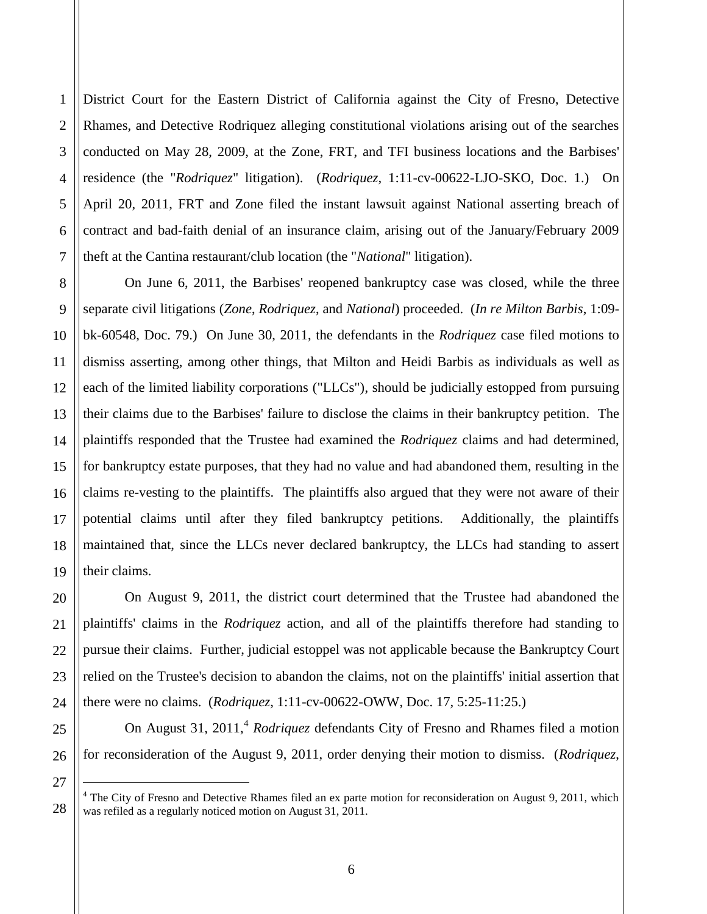District Court for the Eastern District of California against the City of Fresno, Detective Rhames, and Detective Rodriquez alleging constitutional violations arising out of the searches conducted on May 28, 2009, at the Zone, FRT, and TFI business locations and the Barbises' residence (the "*Rodriquez*" litigation). (*Rodriquez*, 1:11-cv-00622-LJO-SKO, Doc. 1.) On April 20, 2011, FRT and Zone filed the instant lawsuit against National asserting breach of contract and bad-faith denial of an insurance claim, arising out of the January/February 2009 theft at the Cantina restaurant/club location (the "*National*" litigation).

On June 6, 2011, the Barbises' reopened bankruptcy case was closed, while the three separate civil litigations (*Zone*, *Rodriquez*, and *National*) proceeded. (*In re Milton Barbis*, 1:09-bk-60548, Doc. 79.) On June 30, 2011, the defendants in the *Rodriquez* case filed motions to dismiss asserting, among other things, that Milton and Heidi Barbis as individuals as well as each of the limited liability corporations ("LLCs"), should be judicially estopped from pursuing their claims due to the Barbises' failure to disclose the claims in their bankruptcy petition. The plaintiffs responded that the Trustee had examined the *Rodriquez* claims and had determined, for bankruptcy estate purposes, that they had no value and had abandoned them, resulting in the claims re-vesting to the plaintiffs. The plaintiffs also argued that they were not aware of their potential claims until after they filed bankruptcy petitions. Additionally, the plaintiffs maintained that, since the LLCs never declared bankruptcy, the LLCs had standing to assert their claims.

On August 9, 2011, the district court determined that the Trustee had abandoned the plaintiffs' claims in the *Rodriquez* action, and all of the plaintiffs therefore had standing to pursue their claims. Further, judicial estoppel was not applicable because the Bankruptcy Court relied on the Trustee's decision to abandon the claims, not on the plaintiffs' initial assertion that there were no claims. (*Rodriquez*, 1:11-cv-00622-OWW, Doc. 17, 5:25-11:25.)

On August 31, 2011,[4] *Rodriquez* defendants City of Fresno and Rhames filed a motion for reconsideration of the August 9, 2011, order denying their motion to dismiss. (*Rodriquez*,

---

[4] The City of Fresno and Detective Rhames filed an ex parte motion for reconsideration on August 9, 2011, which was refiled as a regularly noticed motion on August 31, 2011.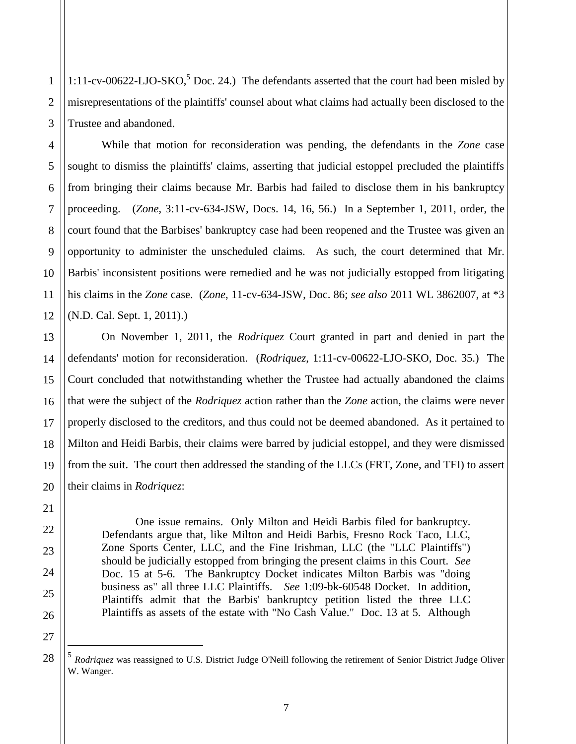1:11-cv-00622-LJO-SKO,[5] Doc. 24.) The defendants asserted that the court had been misled by misrepresentations of the plaintiffs' counsel about what claims had actually been disclosed to the Trustee and abandoned.

While that motion for reconsideration was pending, the defendants in the *Zone* case sought to dismiss the plaintiffs' claims, asserting that judicial estoppel precluded the plaintiffs from bringing their claims because Mr. Barbis had failed to disclose them in his bankruptcy proceeding. (*Zone*, 3:11-cv-634-JSW, Docs. 14, 16, 56.) In a September 1, 2011, order, the court found that the Barbises' bankruptcy case had been reopened and the Trustee was given an opportunity to administer the unscheduled claims. As such, the court determined that Mr. Barbis' inconsistent positions were remedied and he was not judicially estopped from litigating his claims in the *Zone* case. (*Zone*, 11-cv-634-JSW, Doc. 86; *see also* 2011 WL 3862007, at *3 (N.D. Cal. Sept. 1, 2011).)

On November 1, 2011, the *Rodriquez* Court granted in part and denied in part the defendants' motion for reconsideration. (*Rodriquez*, 1:11-cv-00622-LJO-SKO, Doc. 35.) The Court concluded that notwithstanding whether the Trustee had actually abandoned the claims that were the subject of the *Rodriquez* action rather than the *Zone* action, the claims were never properly disclosed to the creditors, and thus could not be deemed abandoned. As it pertained to Milton and Heidi Barbis, their claims were barred by judicial estoppel, and they were dismissed from the suit. The court then addressed the standing of the LLCs (FRT, Zone, and TFI) to assert their claims in *Rodriquez*:

> One issue remains. Only Milton and Heidi Barbis filed for bankruptcy. Defendants argue that, like Milton and Heidi Barbis, Fresno Rock Taco, LLC, Zone Sports Center, LLC, and the Fine Irishman, LLC (the "LLC Plaintiffs") should be judicially estopped from bringing the present claims in this Court. *See* Doc. 15 at 5-6. The Bankruptcy Docket indicates Milton Barbis was "doing business as" all three LLC Plaintiffs. *See* 1:09-bk-60548 Docket. In addition, Plaintiffs admit that the Barbis' bankruptcy petition listed the three LLC Plaintiffs as assets of the estate with "No Cash Value." Doc. 13 at 5. Although

[5] *Rodriquez* was reassigned to U.S. District Judge O'Neill following the retirement of Senior District Judge Oliver W. Wanger.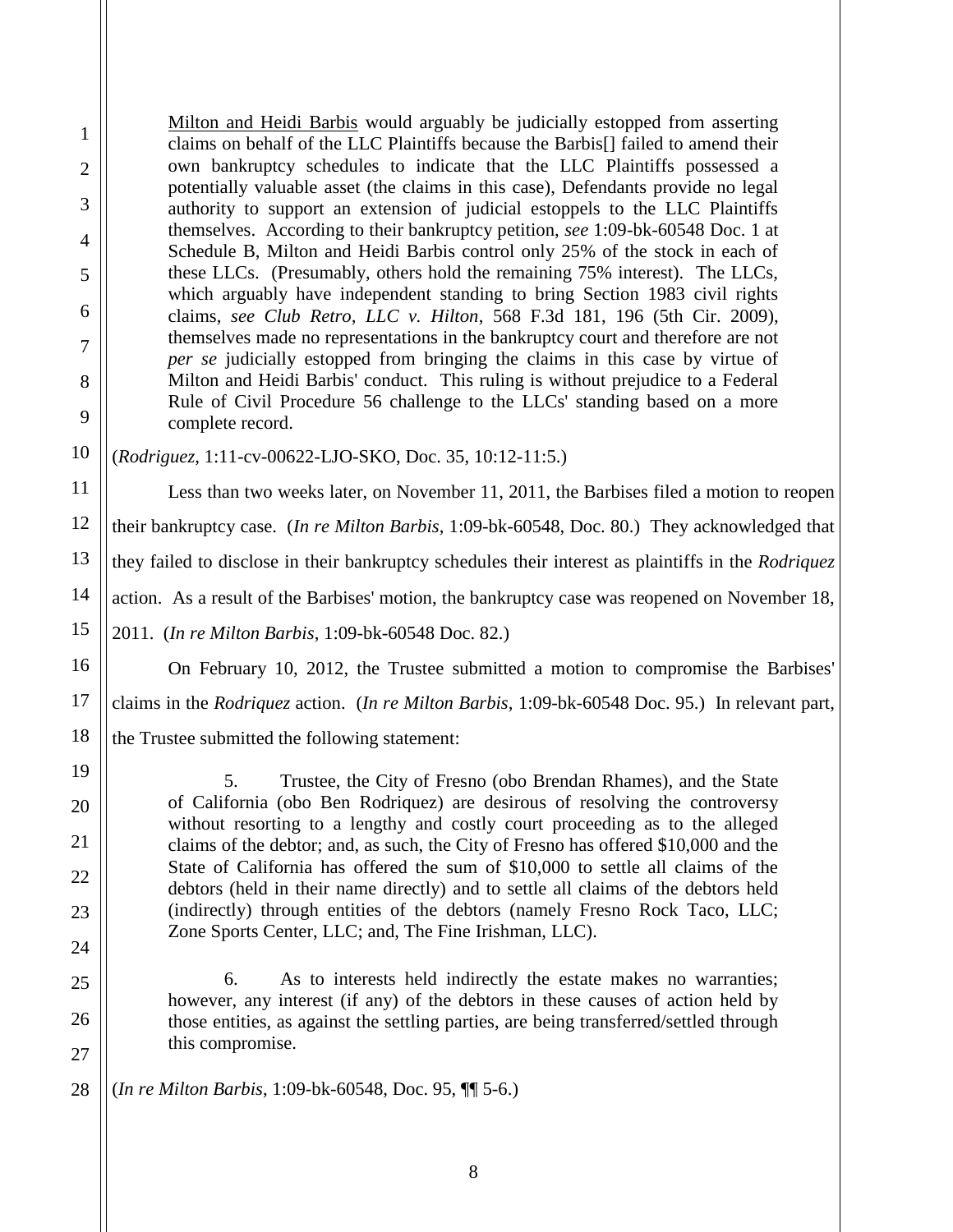> Milton and Heidi Barbis would arguably be judicially estopped from asserting claims on behalf of the LLC Plaintiffs because the Barbis[] failed to amend their own bankruptcy schedules to indicate that the LLC Plaintiffs possessed a potentially valuable asset (the claims in this case), Defendants provide no legal authority to support an extension of judicial estoppels to the LLC Plaintiffs themselves. According to their bankruptcy petition, *see* 1:09-bk-60548 Doc. 1 at Schedule B, Milton and Heidi Barbis control only 25% of the stock in each of these LLCs. (Presumably, others hold the remaining 75% interest). The LLCs, which arguably have independent standing to bring Section 1983 civil rights claims, *see Club Retro, LLC v. Hilton*, 568 F.3d 181, 196 (5th Cir. 2009), themselves made no representations in the bankruptcy court and therefore are not *per se* judicially estopped from bringing the claims in this case by virtue of Milton and Heidi Barbis' conduct. This ruling is without prejudice to a Federal Rule of Civil Procedure 56 challenge to the LLCs' standing based on a more complete record.

(*Rodriguez*, 1:11-cv-00622-LJO-SKO, Doc. 35, 10:12-11:5.)

Less than two weeks later, on November 11, 2011, the Barbises filed a motion to reopen their bankruptcy case. (*In re Milton Barbis*, 1:09-bk-60548, Doc. 80.) They acknowledged that they failed to disclose in their bankruptcy schedules their interest as plaintiffs in the *Rodriquez* action. As a result of the Barbises' motion, the bankruptcy case was reopened on November 18, 2011. (*In re Milton Barbis*, 1:09-bk-60548 Doc. 82.)

On February 10, 2012, the Trustee submitted a motion to compromise the Barbises' claims in the *Rodriquez* action. (*In re Milton Barbis*, 1:09-bk-60548 Doc. 95.) In relevant part, the Trustee submitted the following statement:

> 5. Trustee, the City of Fresno (obo Brendan Rhames), and the State of California (obo Ben Rodriquez) are desirous of resolving the controversy without resorting to a lengthy and costly court proceeding as to the alleged claims of the debtor; and, as such, the City of Fresno has offered $10,000 and the State of California has offered the sum of $10,000 to settle all claims of the debtors (held in their name directly) and to settle all claims of the debtors held (indirectly) through entities of the debtors (namely Fresno Rock Taco, LLC; Zone Sports Center, LLC; and, The Fine Irishman, LLC).
>
> 6. As to interests held indirectly the estate makes no warranties; however, any interest (if any) of the debtors in these causes of action held by those entities, as against the settling parties, are being transferred/settled through this compromise.

(*In re Milton Barbis*, 1:09-bk-60548, Doc. 95, ¶¶ 5-6.)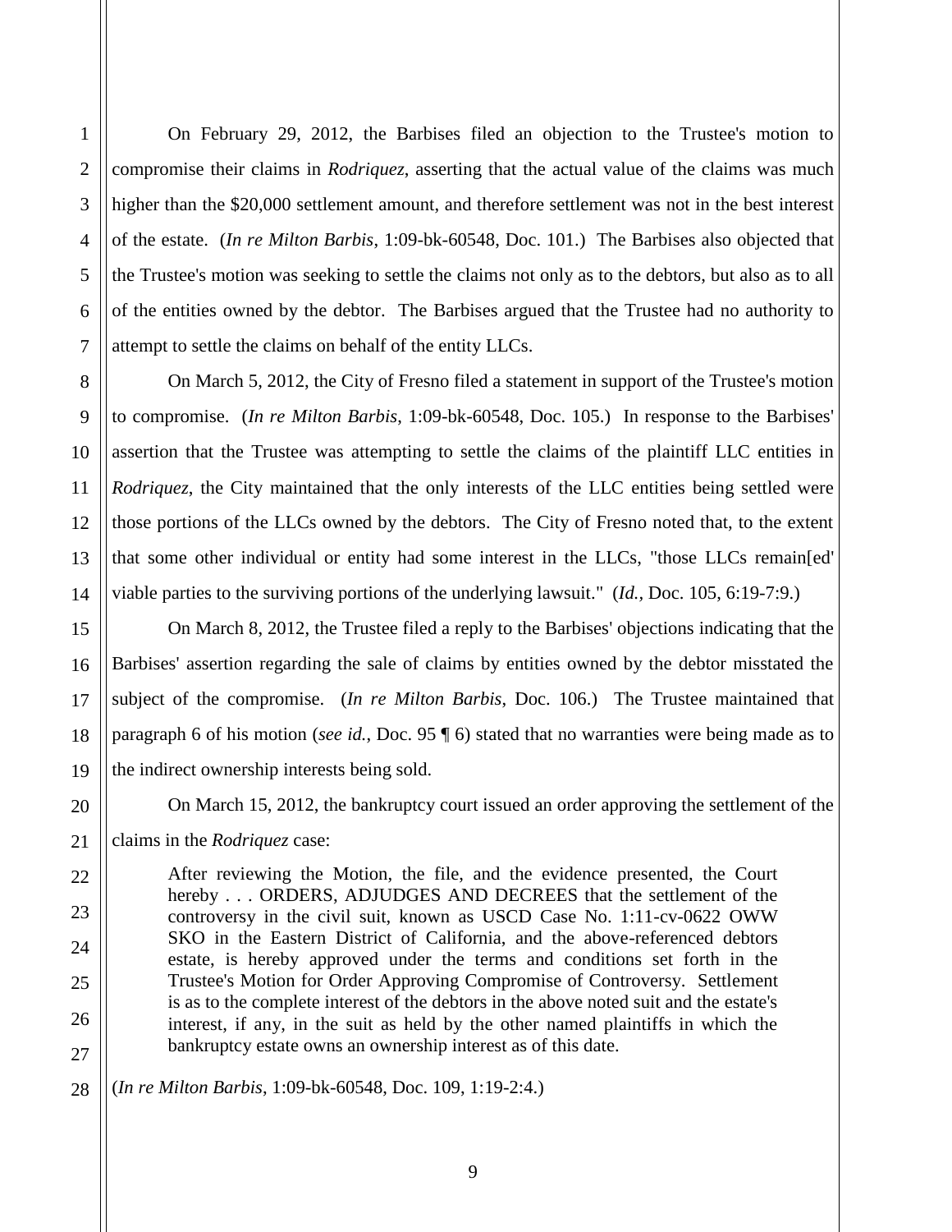On February 29, 2012, the Barbises filed an objection to the Trustee's motion to compromise their claims in *Rodriquez*, asserting that the actual value of the claims was much higher than the $20,000 settlement amount, and therefore settlement was not in the best interest of the estate. (*In re Milton Barbis*, 1:09-bk-60548, Doc. 101.) The Barbises also objected that the Trustee's motion was seeking to settle the claims not only as to the debtors, but also as to all of the entities owned by the debtor. The Barbises argued that the Trustee had no authority to attempt to settle the claims on behalf of the entity LLCs.

On March 5, 2012, the City of Fresno filed a statement in support of the Trustee's motion to compromise. (*In re Milton Barbis*, 1:09-bk-60548, Doc. 105.) In response to the Barbises' assertion that the Trustee was attempting to settle the claims of the plaintiff LLC entities in *Rodriquez*, the City maintained that the only interests of the LLC entities being settled were those portions of the LLCs owned by the debtors. The City of Fresno noted that, to the extent that some other individual or entity had some interest in the LLCs, "those LLCs remain[ed' viable parties to the surviving portions of the underlying lawsuit." (*Id.*, Doc. 105, 6:19-7:9.)

On March 8, 2012, the Trustee filed a reply to the Barbises' objections indicating that the Barbises' assertion regarding the sale of claims by entities owned by the debtor misstated the subject of the compromise. (*In re Milton Barbis*, Doc. 106.) The Trustee maintained that paragraph 6 of his motion (*see id.*, Doc. 95 ¶ 6) stated that no warranties were being made as to the indirect ownership interests being sold.

On March 15, 2012, the bankruptcy court issued an order approving the settlement of the claims in the *Rodriquez* case:

> After reviewing the Motion, the file, and the evidence presented, the Court hereby . . . ORDERS, ADJUDGES AND DECREES that the settlement of the controversy in the civil suit, known as USCD Case No. 1:11-cv-0622 OWW SKO in the Eastern District of California, and the above-referenced debtors estate, is hereby approved under the terms and conditions set forth in the Trustee's Motion for Order Approving Compromise of Controversy. Settlement is as to the complete interest of the debtors in the above noted suit and the estate's interest, if any, in the suit as held by the other named plaintiffs in which the bankruptcy estate owns an ownership interest as of this date.

(*In re Milton Barbis*, 1:09-bk-60548, Doc. 109, 1:19-2:4.)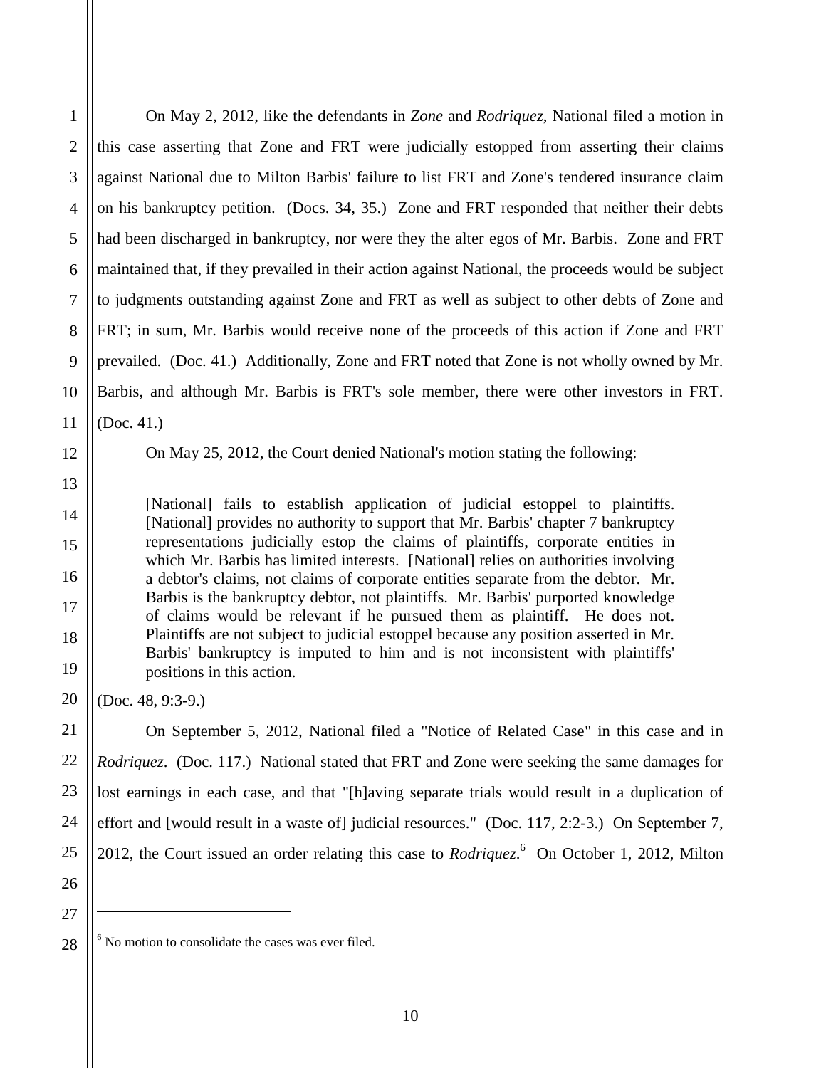On May 2, 2012, like the defendants in *Zone* and *Rodriquez*, National filed a motion in this case asserting that Zone and FRT were judicially estopped from asserting their claims against National due to Milton Barbis' failure to list FRT and Zone's tendered insurance claim on his bankruptcy petition. (Docs. 34, 35.) Zone and FRT responded that neither their debts had been discharged in bankruptcy, nor were they the alter egos of Mr. Barbis. Zone and FRT maintained that, if they prevailed in their action against National, the proceeds would be subject to judgments outstanding against Zone and FRT as well as subject to other debts of Zone and FRT; in sum, Mr. Barbis would receive none of the proceeds of this action if Zone and FRT prevailed. (Doc. 41.) Additionally, Zone and FRT noted that Zone is not wholly owned by Mr. Barbis, and although Mr. Barbis is FRT's sole member, there were other investors in FRT. (Doc. 41.)

On May 25, 2012, the Court denied National's motion stating the following:

> [National] fails to establish application of judicial estoppel to plaintiffs. [National] provides no authority to support that Mr. Barbis' chapter 7 bankruptcy representations judicially estop the claims of plaintiffs, corporate entities in which Mr. Barbis has limited interests. [National] relies on authorities involving a debtor's claims, not claims of corporate entities separate from the debtor. Mr. Barbis is the bankruptcy debtor, not plaintiffs. Mr. Barbis' purported knowledge of claims would be relevant if he pursued them as plaintiff. He does not. Plaintiffs are not subject to judicial estoppel because any position asserted in Mr. Barbis' bankruptcy is imputed to him and is not inconsistent with plaintiffs' positions in this action.

(Doc. 48, 9:3-9.)

On September 5, 2012, National filed a "Notice of Related Case" in this case and in *Rodriquez*. (Doc. 117.) National stated that FRT and Zone were seeking the same damages for lost earnings in each case, and that "[h]aving separate trials would result in a duplication of effort and [would result in a waste of] judicial resources." (Doc. 117, 2:2-3.) On September 7, 2012, the Court issued an order relating this case to *Rodriquez*.[6] On October 1, 2012, Milton

[6] No motion to consolidate the cases was ever filed.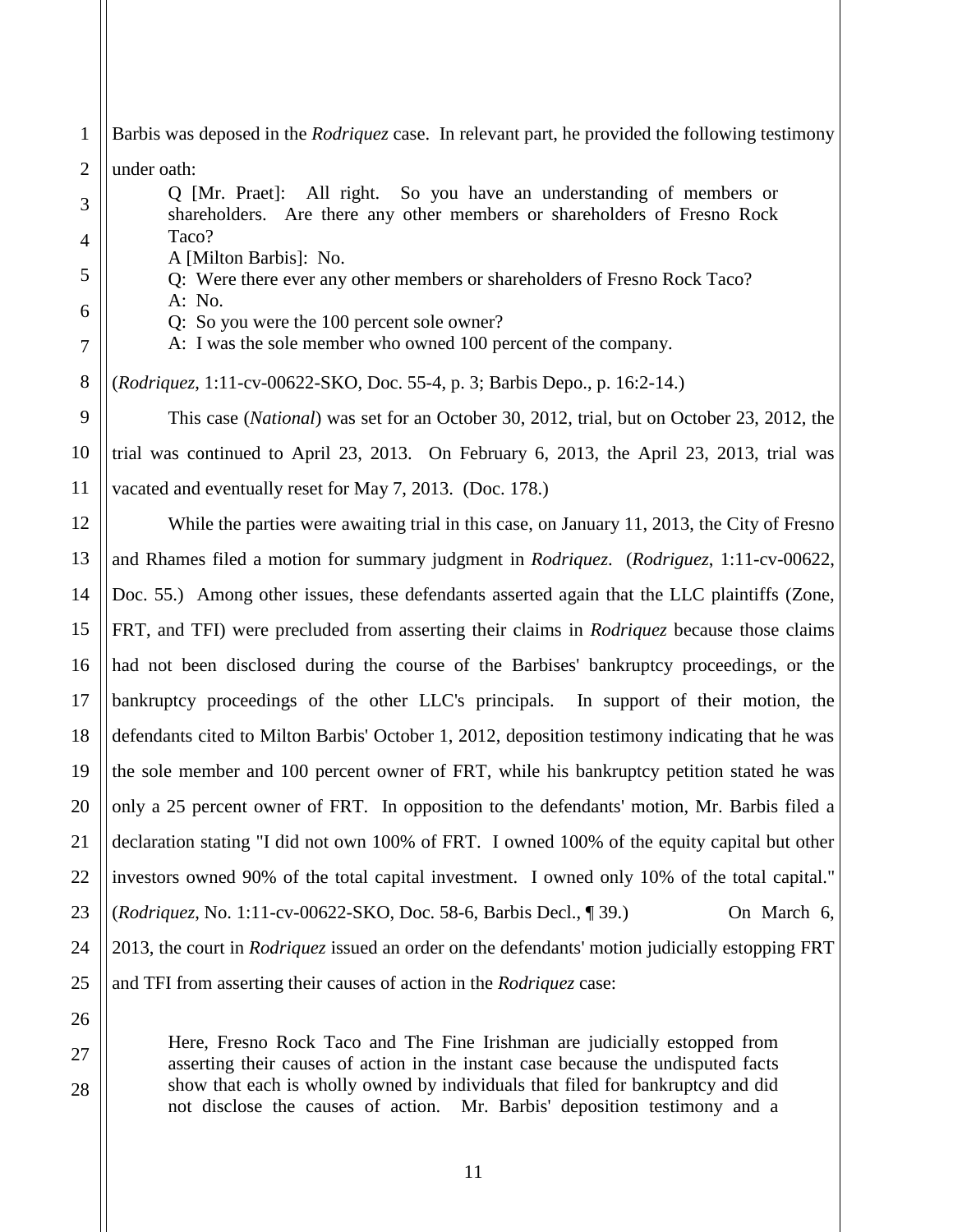Barbis was deposed in the *Rodriquez* case. In relevant part, he provided the following testimony under oath:

> Q [Mr. Praet]: All right. So you have an understanding of members or shareholders. Are there any other members or shareholders of Fresno Rock Taco?
> A [Milton Barbis]: No.
> Q: Were there ever any other members or shareholders of Fresno Rock Taco?
> A: No.
> Q: So you were the 100 percent sole owner?
> A: I was the sole member who owned 100 percent of the company.

(*Rodriquez*, 1:11-cv-00622-SKO, Doc. 55-4, p. 3; Barbis Depo., p. 16:2-14.)

This case (*National*) was set for an October 30, 2012, trial, but on October 23, 2012, the trial was continued to April 23, 2013. On February 6, 2013, the April 23, 2013, trial was vacated and eventually reset for May 7, 2013. (Doc. 178.)

While the parties were awaiting trial in this case, on January 11, 2013, the City of Fresno and Rhames filed a motion for summary judgment in *Rodriquez*. (*Rodriguez*, 1:11-cv-00622, Doc. 55.) Among other issues, these defendants asserted again that the LLC plaintiffs (Zone, FRT, and TFI) were precluded from asserting their claims in *Rodriquez* because those claims had not been disclosed during the course of the Barbises' bankruptcy proceedings, or the bankruptcy proceedings of the other LLC's principals. In support of their motion, the defendants cited to Milton Barbis' October 1, 2012, deposition testimony indicating that he was the sole member and 100 percent owner of FRT, while his bankruptcy petition stated he was only a 25 percent owner of FRT. In opposition to the defendants' motion, Mr. Barbis filed a declaration stating "I did not own 100% of FRT. I owned 100% of the equity capital but other investors owned 90% of the total capital investment. I owned only 10% of the total capital." (*Rodriquez*, No. 1:11-cv-00622-SKO, Doc. 58-6, Barbis Decl., ¶ 39.) On March 6, 2013, the court in *Rodriquez* issued an order on the defendants' motion judicially estopping FRT and TFI from asserting their causes of action in the *Rodriquez* case:

> Here, Fresno Rock Taco and The Fine Irishman are judicially estopped from asserting their causes of action in the instant case because the undisputed facts show that each is wholly owned by individuals that filed for bankruptcy and did not disclose the causes of action. Mr. Barbis' deposition testimony and a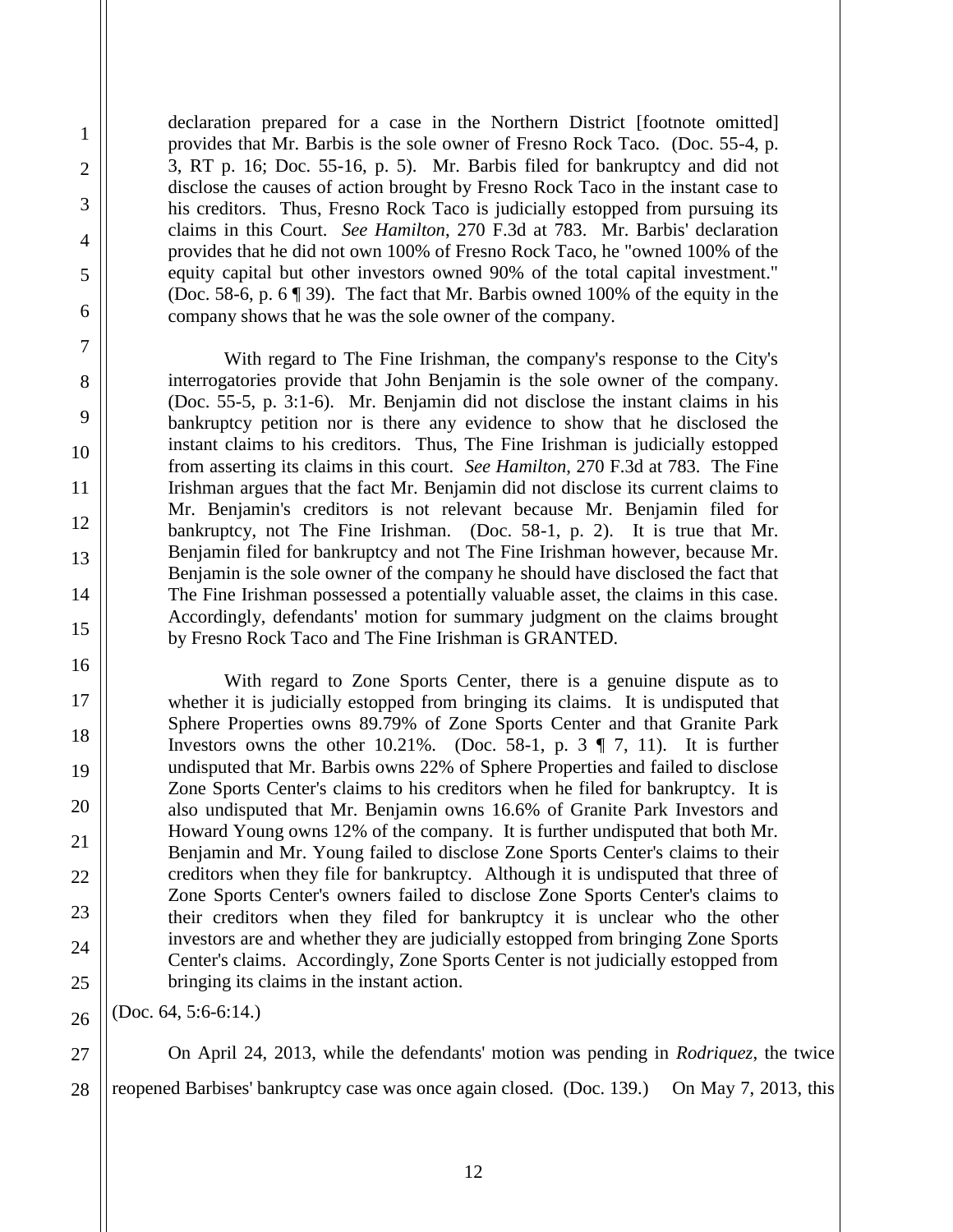declaration prepared for a case in the Northern District [footnote omitted] provides that Mr. Barbis is the sole owner of Fresno Rock Taco. (Doc. 55-4, p. 3, RT p. 16; Doc. 55-16, p. 5). Mr. Barbis filed for bankruptcy and did not disclose the causes of action brought by Fresno Rock Taco in the instant case to his creditors. Thus, Fresno Rock Taco is judicially estopped from pursuing its claims in this Court. *See Hamilton*, 270 F.3d at 783. Mr. Barbis' declaration provides that he did not own 100% of Fresno Rock Taco, he "owned 100% of the equity capital but other investors owned 90% of the total capital investment." (Doc. 58-6, p. 6 ¶ 39). The fact that Mr. Barbis owned 100% of the equity in the company shows that he was the sole owner of the company.

With regard to The Fine Irishman, the company's response to the City's interrogatories provide that John Benjamin is the sole owner of the company. (Doc. 55-5, p. 3:1-6). Mr. Benjamin did not disclose the instant claims in his bankruptcy petition nor is there any evidence to show that he disclosed the instant claims to his creditors. Thus, The Fine Irishman is judicially estopped from asserting its claims in this court. *See Hamilton*, 270 F.3d at 783. The Fine Irishman argues that the fact Mr. Benjamin did not disclose its current claims to Mr. Benjamin's creditors is not relevant because Mr. Benjamin filed for bankruptcy, not The Fine Irishman. (Doc. 58-1, p. 2). It is true that Mr. Benjamin filed for bankruptcy and not The Fine Irishman however, because Mr. Benjamin is the sole owner of the company he should have disclosed the fact that The Fine Irishman possessed a potentially valuable asset, the claims in this case. Accordingly, defendants' motion for summary judgment on the claims brought by Fresno Rock Taco and The Fine Irishman is GRANTED.

With regard to Zone Sports Center, there is a genuine dispute as to whether it is judicially estopped from bringing its claims. It is undisputed that Sphere Properties owns 89.79% of Zone Sports Center and that Granite Park Investors owns the other 10.21%. (Doc. 58-1, p. 3 ¶ 7, 11). It is further undisputed that Mr. Barbis owns 22% of Sphere Properties and failed to disclose Zone Sports Center's claims to his creditors when he filed for bankruptcy. It is also undisputed that Mr. Benjamin owns 16.6% of Granite Park Investors and Howard Young owns 12% of the company. It is further undisputed that both Mr. Benjamin and Mr. Young failed to disclose Zone Sports Center's claims to their creditors when they file for bankruptcy. Although it is undisputed that three of Zone Sports Center's owners failed to disclose Zone Sports Center's claims to their creditors when they filed for bankruptcy it is unclear who the other investors are and whether they are judicially estopped from bringing Zone Sports Center's claims. Accordingly, Zone Sports Center is not judicially estopped from bringing its claims in the instant action.

(Doc. 64, 5:6-6:14.)

On April 24, 2013, while the defendants' motion was pending in *Rodriquez*, the twice reopened Barbises' bankruptcy case was once again closed. (Doc. 139.) On May 7, 2013, this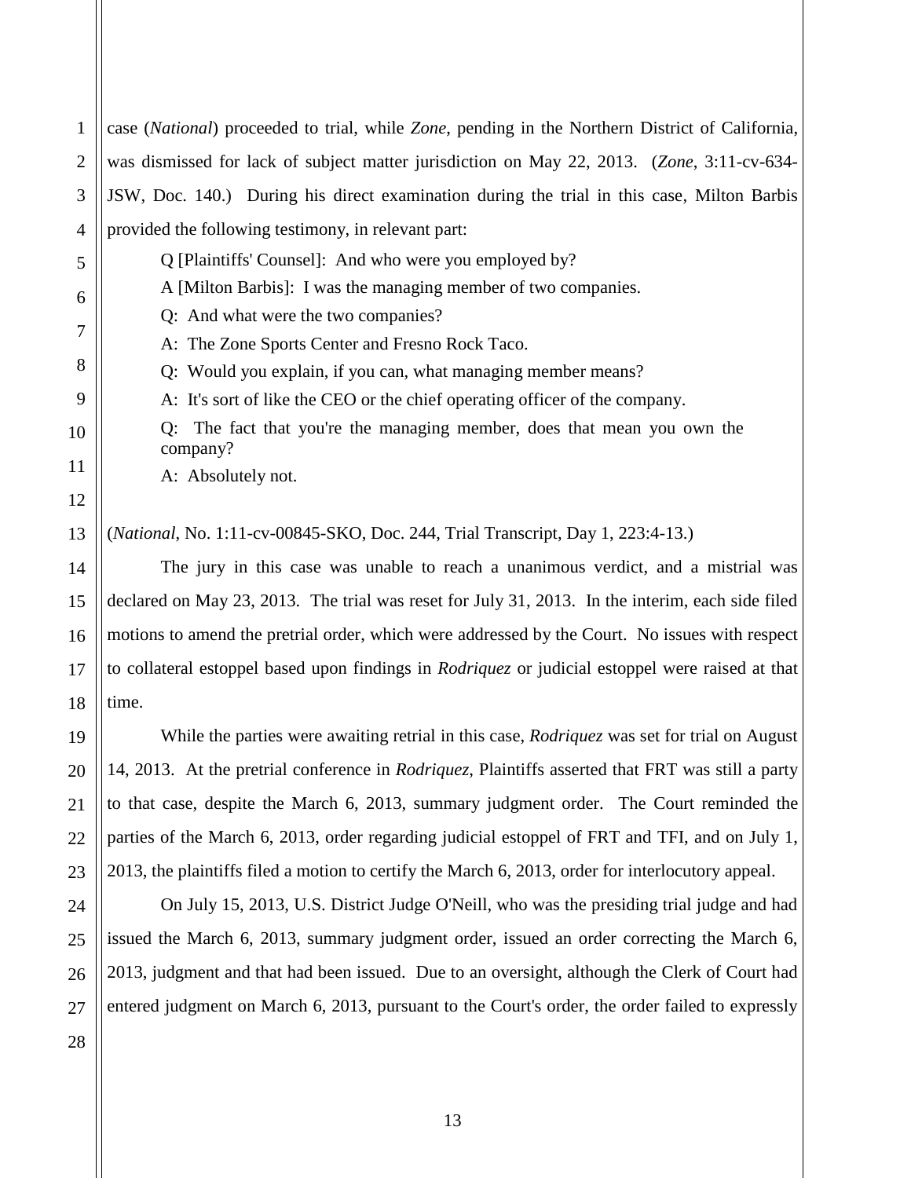case (*National*) proceeded to trial, while *Zone*, pending in the Northern District of California, was dismissed for lack of subject matter jurisdiction on May 22, 2013. (*Zone*, 3:11-cv-634-JSW, Doc. 140.) During his direct examination during the trial in this case, Milton Barbis provided the following testimony, in relevant part:

> Q [Plaintiffs' Counsel]: And who were you employed by?
>
> A [Milton Barbis]: I was the managing member of two companies.
>
> Q: And what were the two companies?
>
> A: The Zone Sports Center and Fresno Rock Taco.
>
> Q: Would you explain, if you can, what managing member means?
>
> A: It's sort of like the CEO or the chief operating officer of the company.
>
> Q: The fact that you're the managing member, does that mean you own the company?
>
> A: Absolutely not.

(*National*, No. 1:11-cv-00845-SKO, Doc. 244, Trial Transcript, Day 1, 223:4-13.)

The jury in this case was unable to reach a unanimous verdict, and a mistrial was declared on May 23, 2013. The trial was reset for July 31, 2013. In the interim, each side filed motions to amend the pretrial order, which were addressed by the Court. No issues with respect to collateral estoppel based upon findings in *Rodriquez* or judicial estoppel were raised at that time.

While the parties were awaiting retrial in this case, *Rodriquez* was set for trial on August 14, 2013. At the pretrial conference in *Rodriquez*, Plaintiffs asserted that FRT was still a party to that case, despite the March 6, 2013, summary judgment order. The Court reminded the parties of the March 6, 2013, order regarding judicial estoppel of FRT and TFI, and on July 1, 2013, the plaintiffs filed a motion to certify the March 6, 2013, order for interlocutory appeal.

On July 15, 2013, U.S. District Judge O'Neill, who was the presiding trial judge and had issued the March 6, 2013, summary judgment order, issued an order correcting the March 6, 2013, judgment and that had been issued. Due to an oversight, although the Clerk of Court had entered judgment on March 6, 2013, pursuant to the Court's order, the order failed to expressly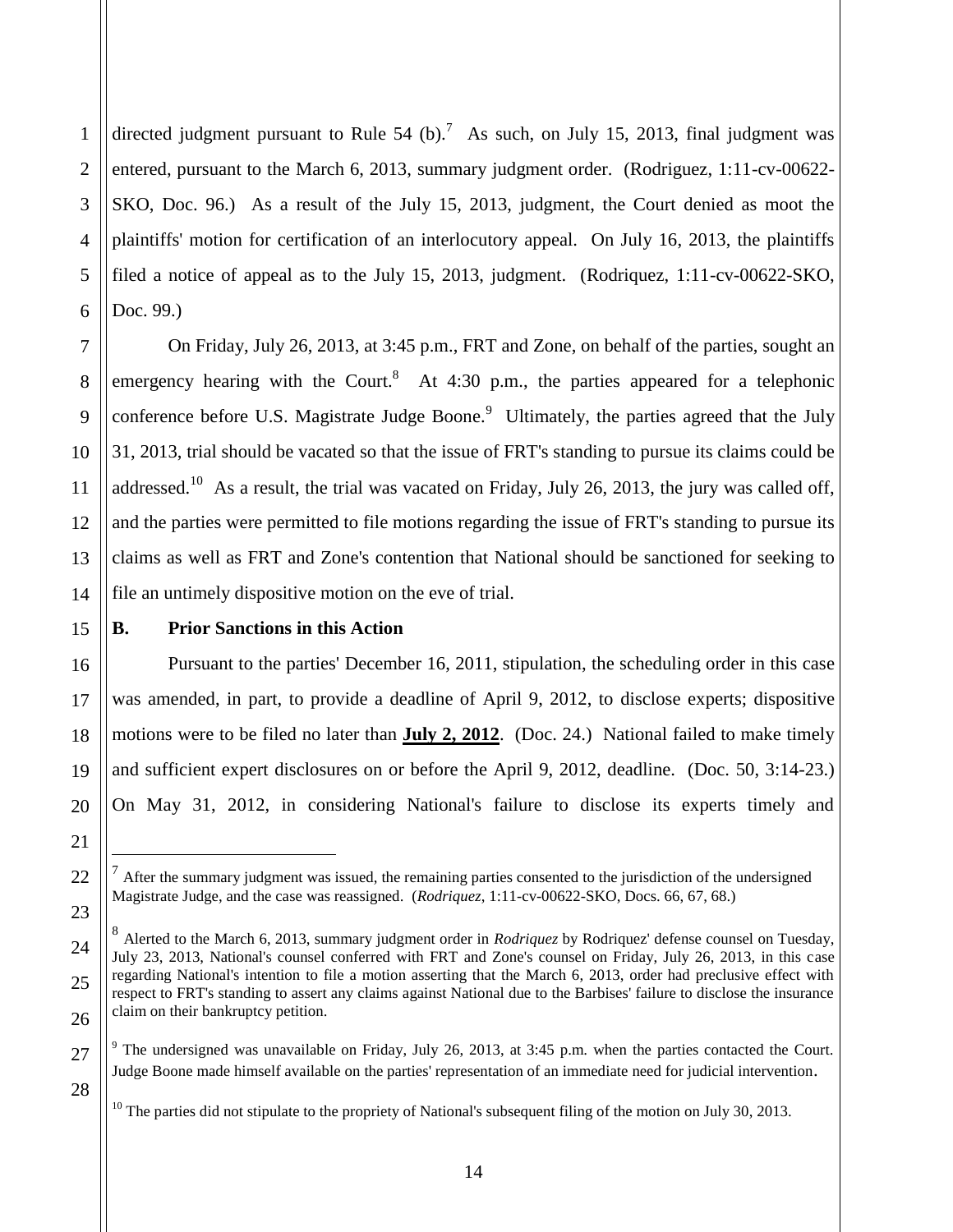directed judgment pursuant to Rule 54 (b).[7] As such, on July 15, 2013, final judgment was entered, pursuant to the March 6, 2013, summary judgment order. (Rodriguez, 1:11-cv-00622-SKO, Doc. 96.) As a result of the July 15, 2013, judgment, the Court denied as moot the plaintiffs' motion for certification of an interlocutory appeal. On July 16, 2013, the plaintiffs filed a notice of appeal as to the July 15, 2013, judgment. (Rodriquez, 1:11-cv-00622-SKO, Doc. 99.)

On Friday, July 26, 2013, at 3:45 p.m., FRT and Zone, on behalf of the parties, sought an emergency hearing with the Court.[8] At 4:30 p.m., the parties appeared for a telephonic conference before U.S. Magistrate Judge Boone.[9] Ultimately, the parties agreed that the July 31, 2013, trial should be vacated so that the issue of FRT's standing to pursue its claims could be addressed.[10] As a result, the trial was vacated on Friday, July 26, 2013, the jury was called off, and the parties were permitted to file motions regarding the issue of FRT's standing to pursue its claims as well as FRT and Zone's contention that National should be sanctioned for seeking to file an untimely dispositive motion on the eve of trial.

### B. Prior Sanctions in this Action

Pursuant to the parties' December 16, 2011, stipulation, the scheduling order in this case was amended, in part, to provide a deadline of April 9, 2012, to disclose experts; dispositive motions were to be filed no later than **July 2, 2012**. (Doc. 24.) National failed to make timely and sufficient expert disclosures on or before the April 9, 2012, deadline. (Doc. 50, 3:14-23.) On May 31, 2012, in considering National's failure to disclose its experts timely and

---

[7] After the summary judgment was issued, the remaining parties consented to the jurisdiction of the undersigned Magistrate Judge, and the case was reassigned. (*Rodriquez*, 1:11-cv-00622-SKO, Docs. 66, 67, 68.)

[8] Alerted to the March 6, 2013, summary judgment order in *Rodriquez* by Rodriquez' defense counsel on Tuesday, July 23, 2013, National's counsel conferred with FRT and Zone's counsel on Friday, July 26, 2013, in this case regarding National's intention to file a motion asserting that the March 6, 2013, order had preclusive effect with respect to FRT's standing to assert any claims against National due to the Barbises' failure to disclose the insurance claim on their bankruptcy petition.

[9] The undersigned was unavailable on Friday, July 26, 2013, at 3:45 p.m. when the parties contacted the Court. Judge Boone made himself available on the parties' representation of an immediate need for judicial intervention.

[10] The parties did not stipulate to the propriety of National's subsequent filing of the motion on July 30, 2013.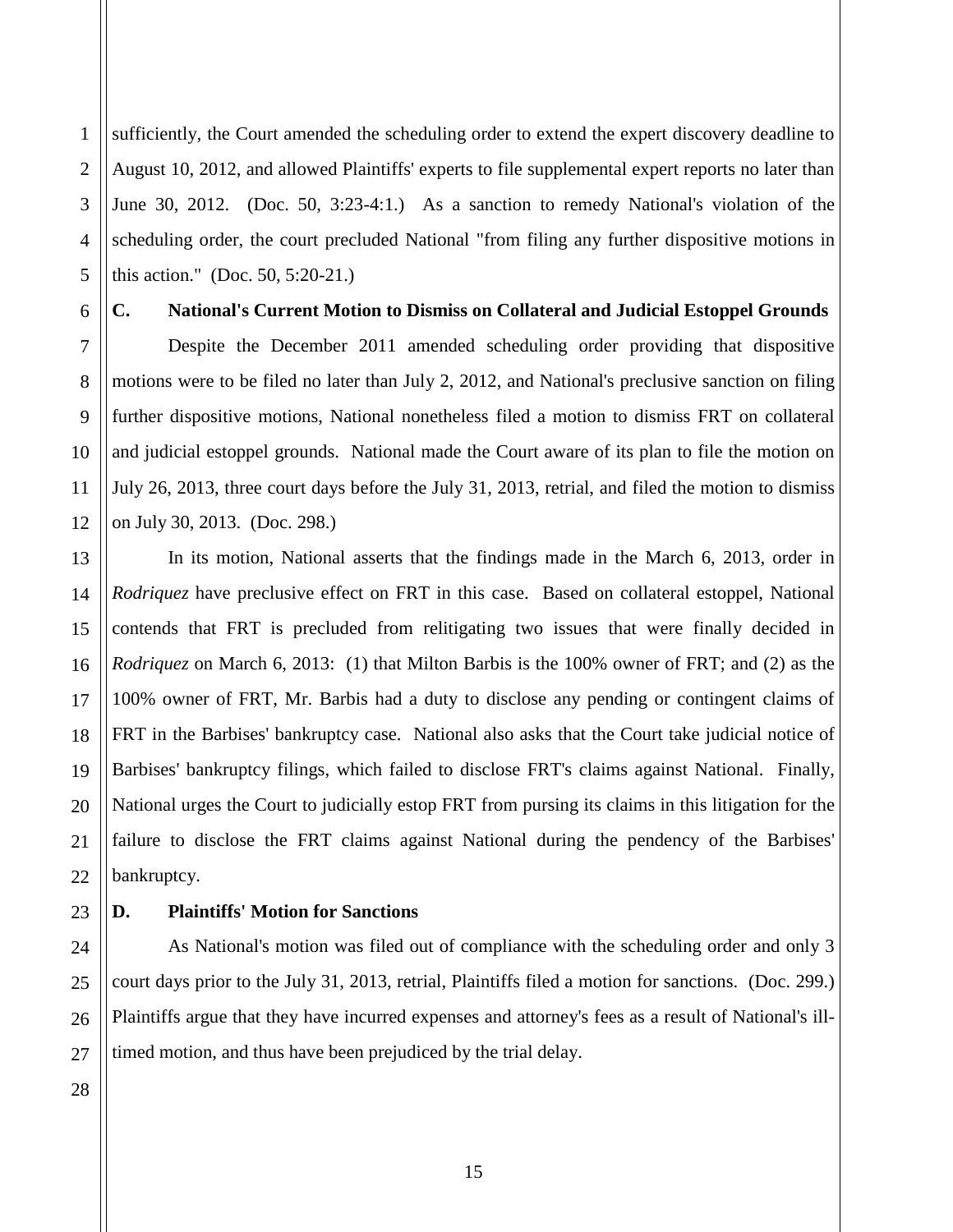sufficiently, the Court amended the scheduling order to extend the expert discovery deadline to August 10, 2012, and allowed Plaintiffs' experts to file supplemental expert reports no later than June 30, 2012. (Doc. 50, 3:23-4:1.) As a sanction to remedy National's violation of the scheduling order, the court precluded National "from filing any further dispositive motions in this action." (Doc. 50, 5:20-21.)

### C. National's Current Motion to Dismiss on Collateral and Judicial Estoppel Grounds

Despite the December 2011 amended scheduling order providing that dispositive motions were to be filed no later than July 2, 2012, and National's preclusive sanction on filing further dispositive motions, National nonetheless filed a motion to dismiss FRT on collateral and judicial estoppel grounds. National made the Court aware of its plan to file the motion on July 26, 2013, three court days before the July 31, 2013, retrial, and filed the motion to dismiss on July 30, 2013. (Doc. 298.)

In its motion, National asserts that the findings made in the March 6, 2013, order in *Rodriquez* have preclusive effect on FRT in this case. Based on collateral estoppel, National contends that FRT is precluded from relitigating two issues that were finally decided in *Rodriquez* on March 6, 2013: (1) that Milton Barbis is the 100% owner of FRT; and (2) as the 100% owner of FRT, Mr. Barbis had a duty to disclose any pending or contingent claims of FRT in the Barbises' bankruptcy case. National also asks that the Court take judicial notice of Barbises' bankruptcy filings, which failed to disclose FRT's claims against National. Finally, National urges the Court to judicially estop FRT from pursing its claims in this litigation for the failure to disclose the FRT claims against National during the pendency of the Barbises' bankruptcy.

### D. Plaintiffs' Motion for Sanctions

As National's motion was filed out of compliance with the scheduling order and only 3 court days prior to the July 31, 2013, retrial, Plaintiffs filed a motion for sanctions. (Doc. 299.) Plaintiffs argue that they have incurred expenses and attorney's fees as a result of National's ill-timed motion, and thus have been prejudiced by the trial delay.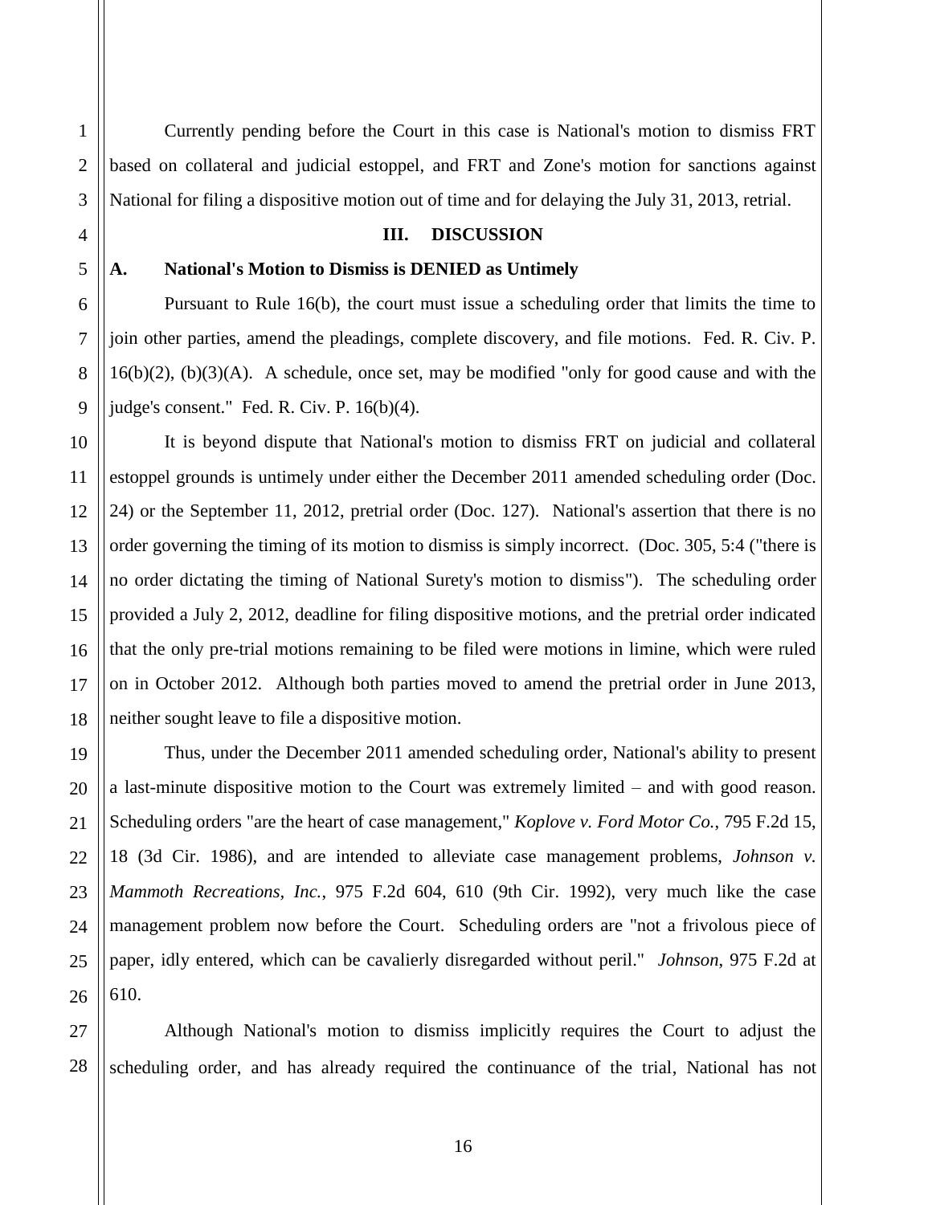Currently pending before the Court in this case is National's motion to dismiss FRT based on collateral and judicial estoppel, and FRT and Zone's motion for sanctions against National for filing a dispositive motion out of time and for delaying the July 31, 2013, retrial.

## III. DISCUSSION

### A. National's Motion to Dismiss is DENIED as Untimely

Pursuant to Rule 16(b), the court must issue a scheduling order that limits the time to join other parties, amend the pleadings, complete discovery, and file motions. Fed. R. Civ. P. 16(b)(2), (b)(3)(A). A schedule, once set, may be modified "only for good cause and with the judge's consent." Fed. R. Civ. P. 16(b)(4).

It is beyond dispute that National's motion to dismiss FRT on judicial and collateral estoppel grounds is untimely under either the December 2011 amended scheduling order (Doc. 24) or the September 11, 2012, pretrial order (Doc. 127). National's assertion that there is no order governing the timing of its motion to dismiss is simply incorrect. (Doc. 305, 5:4 ("there is no order dictating the timing of National Surety's motion to dismiss"). The scheduling order provided a July 2, 2012, deadline for filing dispositive motions, and the pretrial order indicated that the only pre-trial motions remaining to be filed were motions in limine, which were ruled on in October 2012. Although both parties moved to amend the pretrial order in June 2013, neither sought leave to file a dispositive motion.

Thus, under the December 2011 amended scheduling order, National's ability to present a last-minute dispositive motion to the Court was extremely limited – and with good reason. Scheduling orders "are the heart of case management," *Koplove v. Ford Motor Co.*, 795 F.2d 15, 18 (3d Cir. 1986), and are intended to alleviate case management problems, *Johnson v. Mammoth Recreations, Inc.*, 975 F.2d 604, 610 (9th Cir. 1992), very much like the case management problem now before the Court. Scheduling orders are "not a frivolous piece of paper, idly entered, which can be cavalierly disregarded without peril." *Johnson*, 975 F.2d at 610.

Although National's motion to dismiss implicitly requires the Court to adjust the scheduling order, and has already required the continuance of the trial, National has not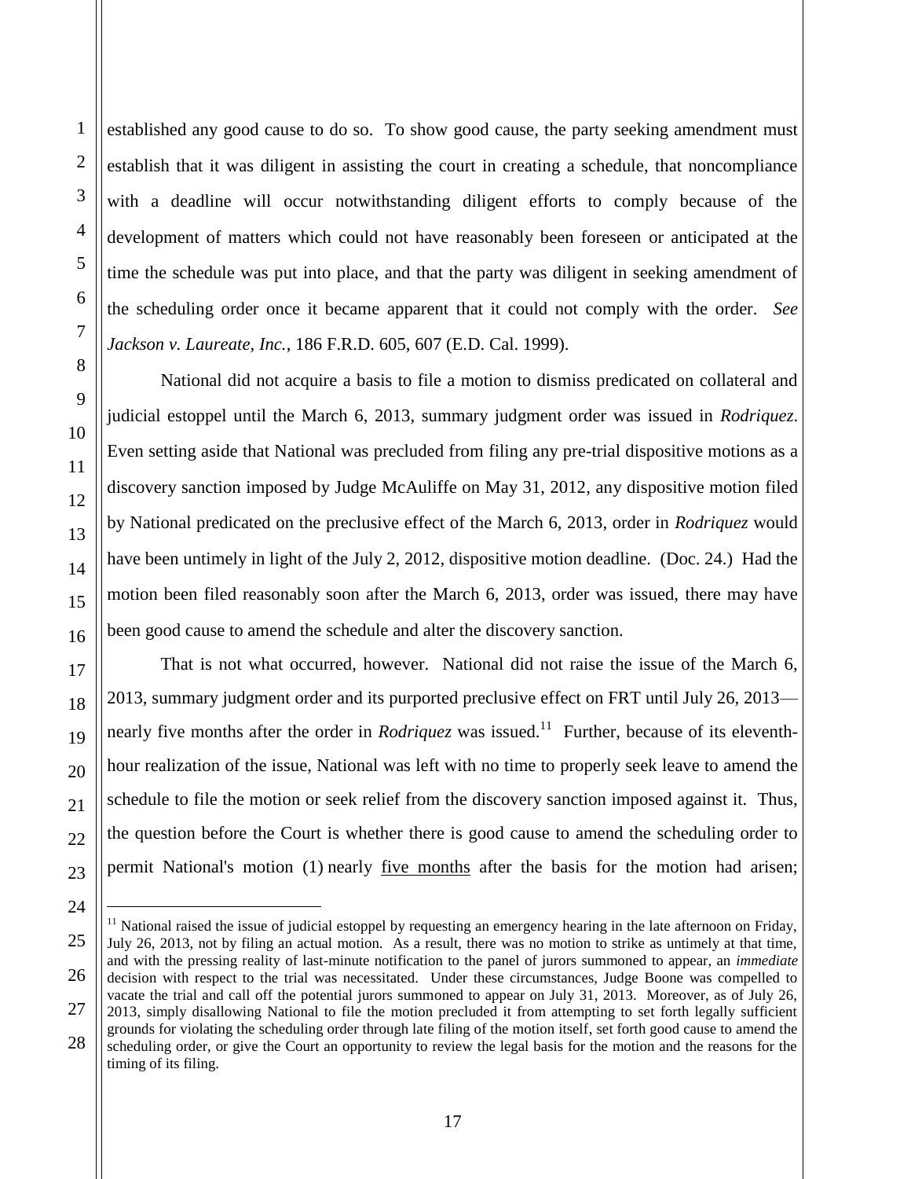established any good cause to do so. To show good cause, the party seeking amendment must establish that it was diligent in assisting the court in creating a schedule, that noncompliance with a deadline will occur notwithstanding diligent efforts to comply because of the development of matters which could not have reasonably been foreseen or anticipated at the time the schedule was put into place, and that the party was diligent in seeking amendment of the scheduling order once it became apparent that it could not comply with the order. *See Jackson v. Laureate, Inc.*, 186 F.R.D. 605, 607 (E.D. Cal. 1999).

National did not acquire a basis to file a motion to dismiss predicated on collateral and judicial estoppel until the March 6, 2013, summary judgment order was issued in *Rodriquez*. Even setting aside that National was precluded from filing any pre-trial dispositive motions as a discovery sanction imposed by Judge McAuliffe on May 31, 2012, any dispositive motion filed by National predicated on the preclusive effect of the March 6, 2013, order in *Rodriquez* would have been untimely in light of the July 2, 2012, dispositive motion deadline. (Doc. 24.) Had the motion been filed reasonably soon after the March 6, 2013, order was issued, there may have been good cause to amend the schedule and alter the discovery sanction.

That is not what occurred, however. National did not raise the issue of the March 6, 2013, summary judgment order and its purported preclusive effect on FRT until July 26, 2013—nearly five months after the order in *Rodriquez* was issued.[11] Further, because of its eleventh-hour realization of the issue, National was left with no time to properly seek leave to amend the schedule to file the motion or seek relief from the discovery sanction imposed against it. Thus, the question before the Court is whether there is good cause to amend the scheduling order to permit National's motion (1) nearly <u>five months</u> after the basis for the motion had arisen;

[11] National raised the issue of judicial estoppel by requesting an emergency hearing in the late afternoon on Friday, July 26, 2013, not by filing an actual motion. As a result, there was no motion to strike as untimely at that time, and with the pressing reality of last-minute notification to the panel of jurors summoned to appear, an *immediate* decision with respect to the trial was necessitated. Under these circumstances, Judge Boone was compelled to vacate the trial and call off the potential jurors summoned to appear on July 31, 2013. Moreover, as of July 26, 2013, simply disallowing National to file the motion precluded it from attempting to set forth legally sufficient grounds for violating the scheduling order through late filing of the motion itself, set forth good cause to amend the scheduling order, or give the Court an opportunity to review the legal basis for the motion and the reasons for the timing of its filing.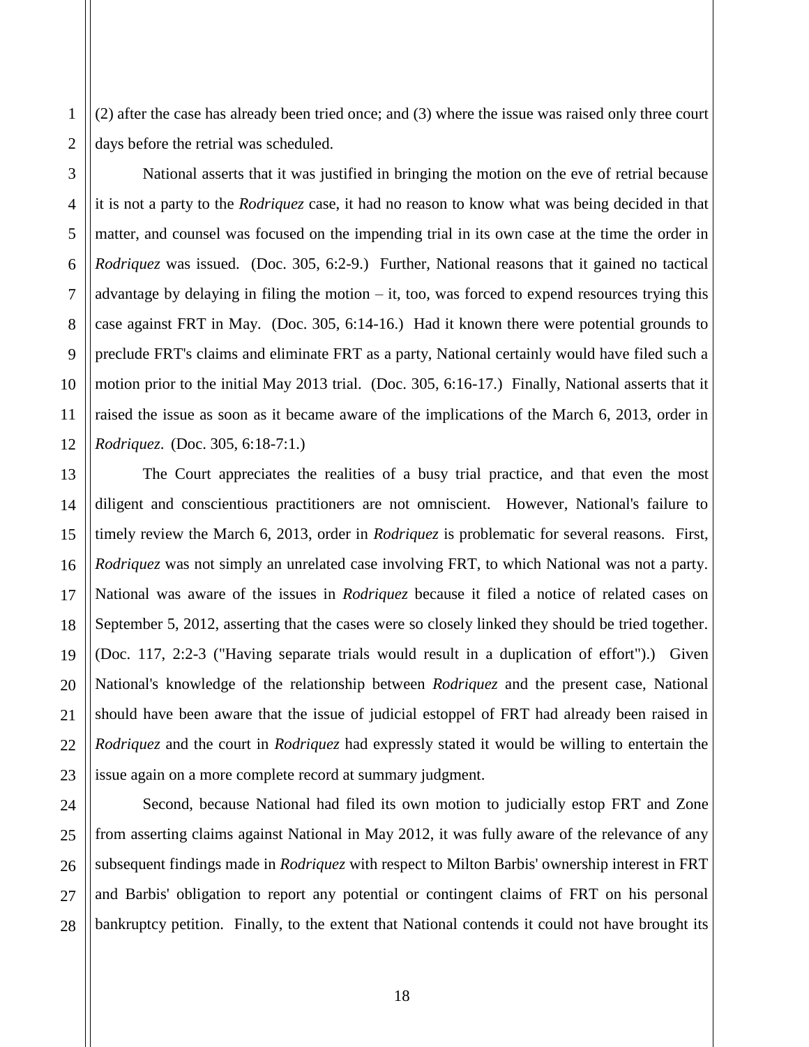(2) after the case has already been tried once; and (3) where the issue was raised only three court days before the retrial was scheduled.

National asserts that it was justified in bringing the motion on the eve of retrial because it is not a party to the *Rodriquez* case, it had no reason to know what was being decided in that matter, and counsel was focused on the impending trial in its own case at the time the order in *Rodriquez* was issued. (Doc. 305, 6:2-9.) Further, National reasons that it gained no tactical advantage by delaying in filing the motion – it, too, was forced to expend resources trying this case against FRT in May. (Doc. 305, 6:14-16.) Had it known there were potential grounds to preclude FRT's claims and eliminate FRT as a party, National certainly would have filed such a motion prior to the initial May 2013 trial. (Doc. 305, 6:16-17.) Finally, National asserts that it raised the issue as soon as it became aware of the implications of the March 6, 2013, order in *Rodriquez*. (Doc. 305, 6:18-7:1.)

The Court appreciates the realities of a busy trial practice, and that even the most diligent and conscientious practitioners are not omniscient. However, National's failure to timely review the March 6, 2013, order in *Rodriquez* is problematic for several reasons. First, *Rodriquez* was not simply an unrelated case involving FRT, to which National was not a party. National was aware of the issues in *Rodriquez* because it filed a notice of related cases on September 5, 2012, asserting that the cases were so closely linked they should be tried together. (Doc. 117, 2:2-3 ("Having separate trials would result in a duplication of effort").) Given National's knowledge of the relationship between *Rodriquez* and the present case, National should have been aware that the issue of judicial estoppel of FRT had already been raised in *Rodriquez* and the court in *Rodriquez* had expressly stated it would be willing to entertain the issue again on a more complete record at summary judgment.

Second, because National had filed its own motion to judicially estop FRT and Zone from asserting claims against National in May 2012, it was fully aware of the relevance of any subsequent findings made in *Rodriquez* with respect to Milton Barbis' ownership interest in FRT and Barbis' obligation to report any potential or contingent claims of FRT on his personal bankruptcy petition. Finally, to the extent that National contends it could not have brought its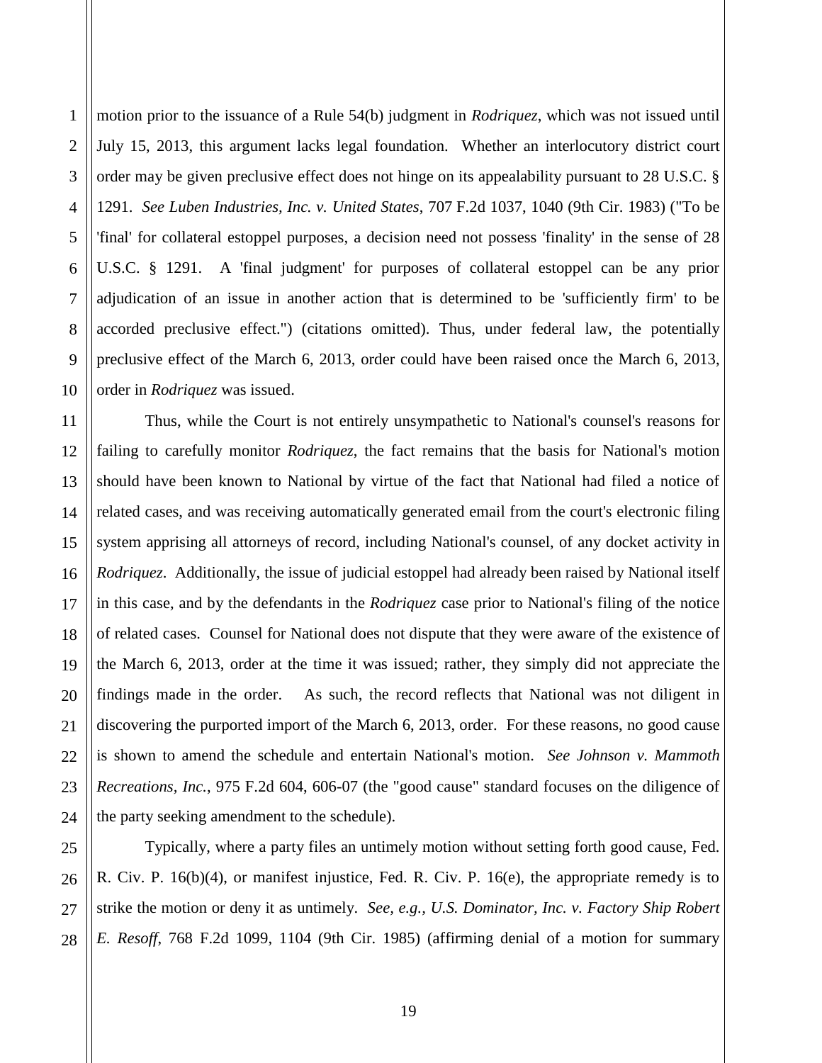motion prior to the issuance of a Rule 54(b) judgment in *Rodriquez*, which was not issued until July 15, 2013, this argument lacks legal foundation. Whether an interlocutory district court order may be given preclusive effect does not hinge on its appealability pursuant to 28 U.S.C. § 1291. *See Luben Industries, Inc. v. United States*, 707 F.2d 1037, 1040 (9th Cir. 1983) ("To be 'final' for collateral estoppel purposes, a decision need not possess 'finality' in the sense of 28 U.S.C. § 1291. A 'final judgment' for purposes of collateral estoppel can be any prior adjudication of an issue in another action that is determined to be 'sufficiently firm' to be accorded preclusive effect.") (citations omitted). Thus, under federal law, the potentially preclusive effect of the March 6, 2013, order could have been raised once the March 6, 2013, order in *Rodriquez* was issued.

Thus, while the Court is not entirely unsympathetic to National's counsel's reasons for failing to carefully monitor *Rodriquez*, the fact remains that the basis for National's motion should have been known to National by virtue of the fact that National had filed a notice of related cases, and was receiving automatically generated email from the court's electronic filing system apprising all attorneys of record, including National's counsel, of any docket activity in *Rodriquez*. Additionally, the issue of judicial estoppel had already been raised by National itself in this case, and by the defendants in the *Rodriquez* case prior to National's filing of the notice of related cases. Counsel for National does not dispute that they were aware of the existence of the March 6, 2013, order at the time it was issued; rather, they simply did not appreciate the findings made in the order. As such, the record reflects that National was not diligent in discovering the purported import of the March 6, 2013, order. For these reasons, no good cause is shown to amend the schedule and entertain National's motion. *See Johnson v. Mammoth Recreations, Inc.*, 975 F.2d 604, 606-07 (the "good cause" standard focuses on the diligence of the party seeking amendment to the schedule).

Typically, where a party files an untimely motion without setting forth good cause, Fed. R. Civ. P. 16(b)(4), or manifest injustice, Fed. R. Civ. P. 16(e), the appropriate remedy is to strike the motion or deny it as untimely. *See, e.g., U.S. Dominator, Inc. v. Factory Ship Robert E. Resoff*, 768 F.2d 1099, 1104 (9th Cir. 1985) (affirming denial of a motion for summary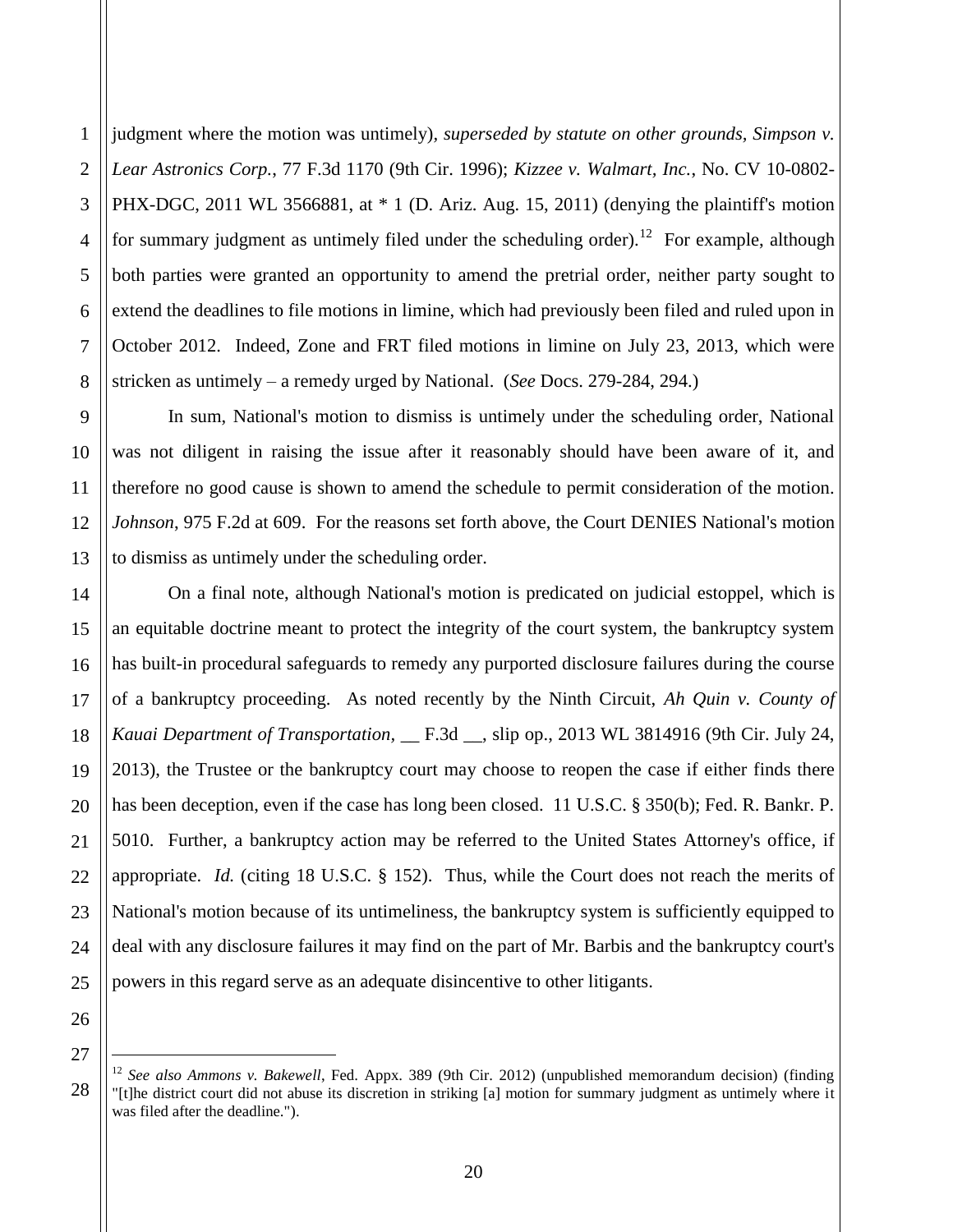judgment where the motion was untimely), *superseded by statute on other grounds*, *Simpson v. Lear Astronics Corp.*, 77 F.3d 1170 (9th Cir. 1996); *Kizzee v. Walmart, Inc.*, No. CV 10-0802-PHX-DGC, 2011 WL 3566881, at * 1 (D. Ariz. Aug. 15, 2011) (denying the plaintiff's motion for summary judgment as untimely filed under the scheduling order).[12] For example, although both parties were granted an opportunity to amend the pretrial order, neither party sought to extend the deadlines to file motions in limine, which had previously been filed and ruled upon in October 2012. Indeed, Zone and FRT filed motions in limine on July 23, 2013, which were stricken as untimely – a remedy urged by National. (*See* Docs. 279-284, 294.)

In sum, National's motion to dismiss is untimely under the scheduling order, National was not diligent in raising the issue after it reasonably should have been aware of it, and therefore no good cause is shown to amend the schedule to permit consideration of the motion. *Johnson*, 975 F.2d at 609. For the reasons set forth above, the Court DENIES National's motion to dismiss as untimely under the scheduling order.

On a final note, although National's motion is predicated on judicial estoppel, which is an equitable doctrine meant to protect the integrity of the court system, the bankruptcy system has built-in procedural safeguards to remedy any purported disclosure failures during the course of a bankruptcy proceeding. As noted recently by the Ninth Circuit, *Ah Quin v. County of Kauai Department of Transportation*, __ F.3d __, slip op., 2013 WL 3814916 (9th Cir. July 24, 2013), the Trustee or the bankruptcy court may choose to reopen the case if either finds there has been deception, even if the case has long been closed. 11 U.S.C. § 350(b); Fed. R. Bankr. P. 5010. Further, a bankruptcy action may be referred to the United States Attorney's office, if appropriate. *Id.* (citing 18 U.S.C. § 152). Thus, while the Court does not reach the merits of National's motion because of its untimeliness, the bankruptcy system is sufficiently equipped to deal with any disclosure failures it may find on the part of Mr. Barbis and the bankruptcy court's powers in this regard serve as an adequate disincentive to other litigants.

---

[12] *See also Ammons v. Bakewell*, Fed. Appx. 389 (9th Cir. 2012) (unpublished memorandum decision) (finding "[t]he district court did not abuse its discretion in striking [a] motion for summary judgment as untimely where it was filed after the deadline.").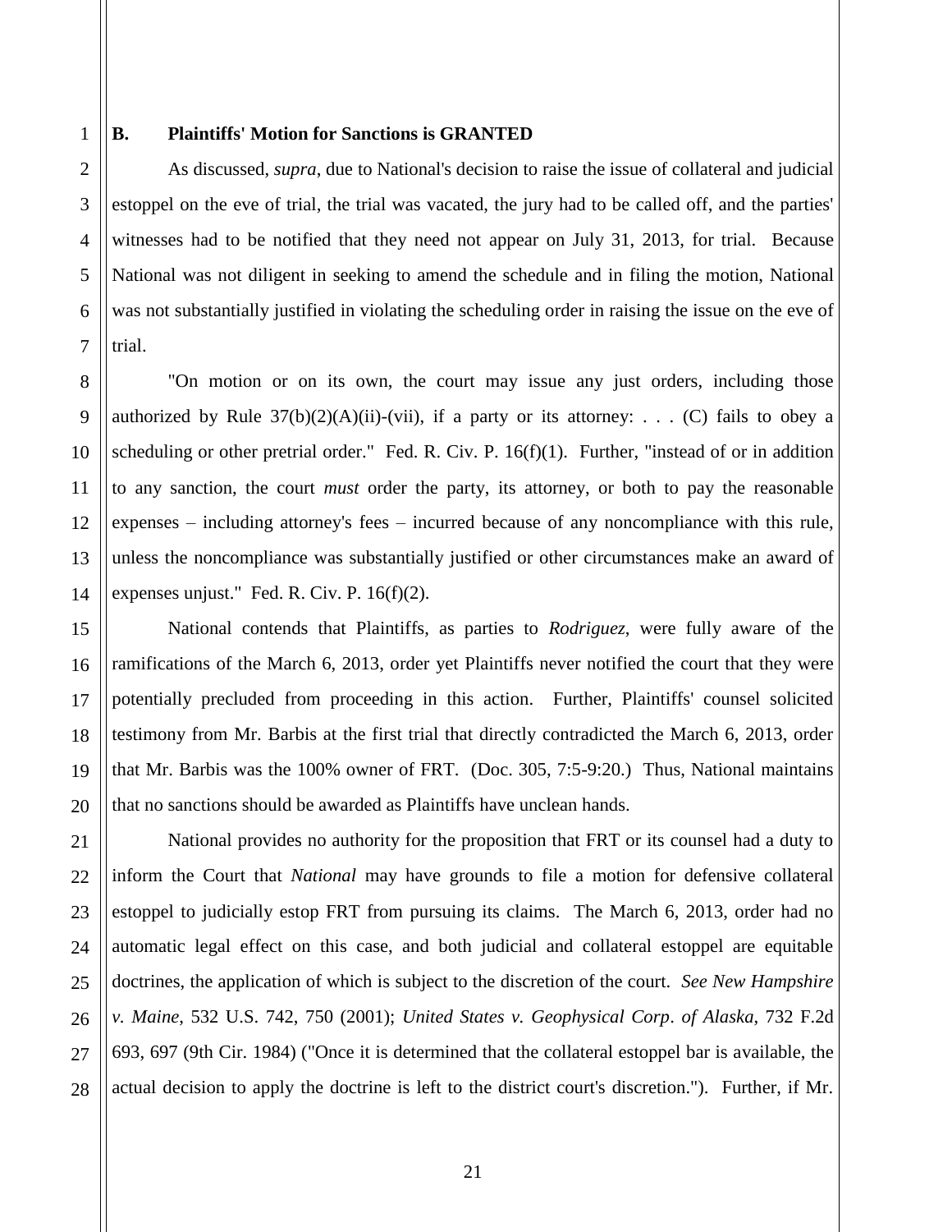## B. Plaintiffs' Motion for Sanctions is GRANTED

As discussed, *supra*, due to National's decision to raise the issue of collateral and judicial estoppel on the eve of trial, the trial was vacated, the jury had to be called off, and the parties' witnesses had to be notified that they need not appear on July 31, 2013, for trial. Because National was not diligent in seeking to amend the schedule and in filing the motion, National was not substantially justified in violating the scheduling order in raising the issue on the eve of trial.

"On motion or on its own, the court may issue any just orders, including those authorized by Rule 37(b)(2)(A)(ii)-(vii), if a party or its attorney: . . . (C) fails to obey a scheduling or other pretrial order." Fed. R. Civ. P. 16(f)(1). Further, "instead of or in addition to any sanction, the court *must* order the party, its attorney, or both to pay the reasonable expenses – including attorney's fees – incurred because of any noncompliance with this rule, unless the noncompliance was substantially justified or other circumstances make an award of expenses unjust." Fed. R. Civ. P. 16(f)(2).

National contends that Plaintiffs, as parties to *Rodriguez*, were fully aware of the ramifications of the March 6, 2013, order yet Plaintiffs never notified the court that they were potentially precluded from proceeding in this action. Further, Plaintiffs' counsel solicited testimony from Mr. Barbis at the first trial that directly contradicted the March 6, 2013, order that Mr. Barbis was the 100% owner of FRT. (Doc. 305, 7:5-9:20.) Thus, National maintains that no sanctions should be awarded as Plaintiffs have unclean hands.

National provides no authority for the proposition that FRT or its counsel had a duty to inform the Court that *National* may have grounds to file a motion for defensive collateral estoppel to judicially estop FRT from pursuing its claims. The March 6, 2013, order had no automatic legal effect on this case, and both judicial and collateral estoppel are equitable doctrines, the application of which is subject to the discretion of the court. *See New Hampshire v. Maine*, 532 U.S. 742, 750 (2001); *United States v. Geophysical Corp. of Alaska*, 732 F.2d 693, 697 (9th Cir. 1984) ("Once it is determined that the collateral estoppel bar is available, the actual decision to apply the doctrine is left to the district court's discretion."). Further, if Mr.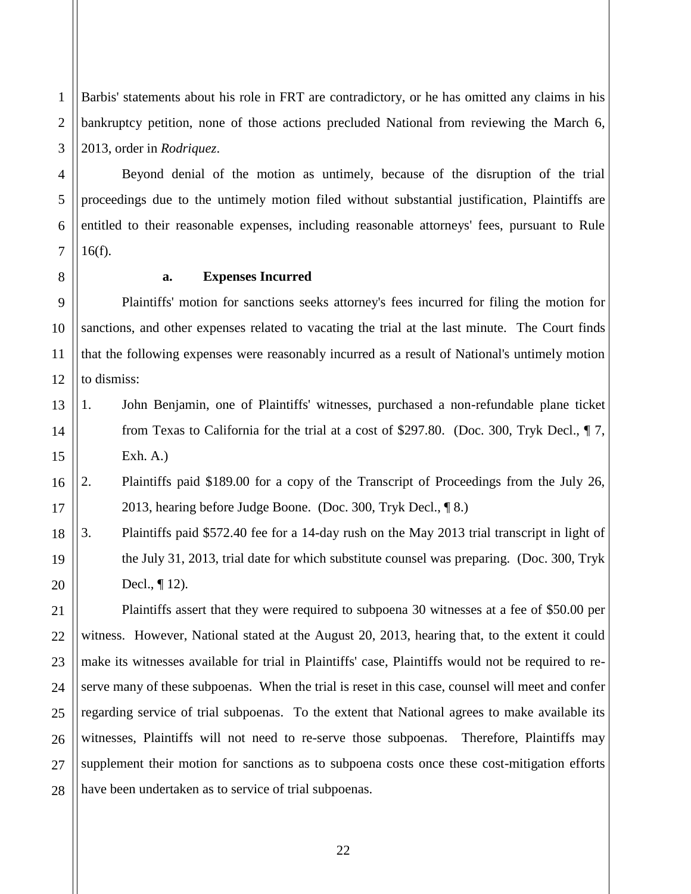Barbis' statements about his role in FRT are contradictory, or he has omitted any claims in his bankruptcy petition, none of those actions precluded National from reviewing the March 6, 2013, order in *Rodriquez*.

Beyond denial of the motion as untimely, because of the disruption of the trial proceedings due to the untimely motion filed without substantial justification, Plaintiffs are entitled to their reasonable expenses, including reasonable attorneys' fees, pursuant to Rule 16(f).

**a. Expenses Incurred**

Plaintiffs' motion for sanctions seeks attorney's fees incurred for filing the motion for sanctions, and other expenses related to vacating the trial at the last minute. The Court finds that the following expenses were reasonably incurred as a result of National's untimely motion to dismiss:

1. John Benjamin, one of Plaintiffs' witnesses, purchased a non-refundable plane ticket from Texas to California for the trial at a cost of $297.80. (Doc. 300, Tryk Decl., ¶ 7, Exh. A.)
2. Plaintiffs paid $189.00 for a copy of the Transcript of Proceedings from the July 26, 2013, hearing before Judge Boone. (Doc. 300, Tryk Decl., ¶ 8.)
3. Plaintiffs paid $572.40 fee for a 14-day rush on the May 2013 trial transcript in light of the July 31, 2013, trial date for which substitute counsel was preparing. (Doc. 300, Tryk Decl., ¶ 12).

Plaintiffs assert that they were required to subpoena 30 witnesses at a fee of $50.00 per witness. However, National stated at the August 20, 2013, hearing that, to the extent it could make its witnesses available for trial in Plaintiffs' case, Plaintiffs would not be required to re-serve many of these subpoenas. When the trial is reset in this case, counsel will meet and confer regarding service of trial subpoenas. To the extent that National agrees to make available its witnesses, Plaintiffs will not need to re-serve those subpoenas. Therefore, Plaintiffs may supplement their motion for sanctions as to subpoena costs once these cost-mitigation efforts have been undertaken as to service of trial subpoenas.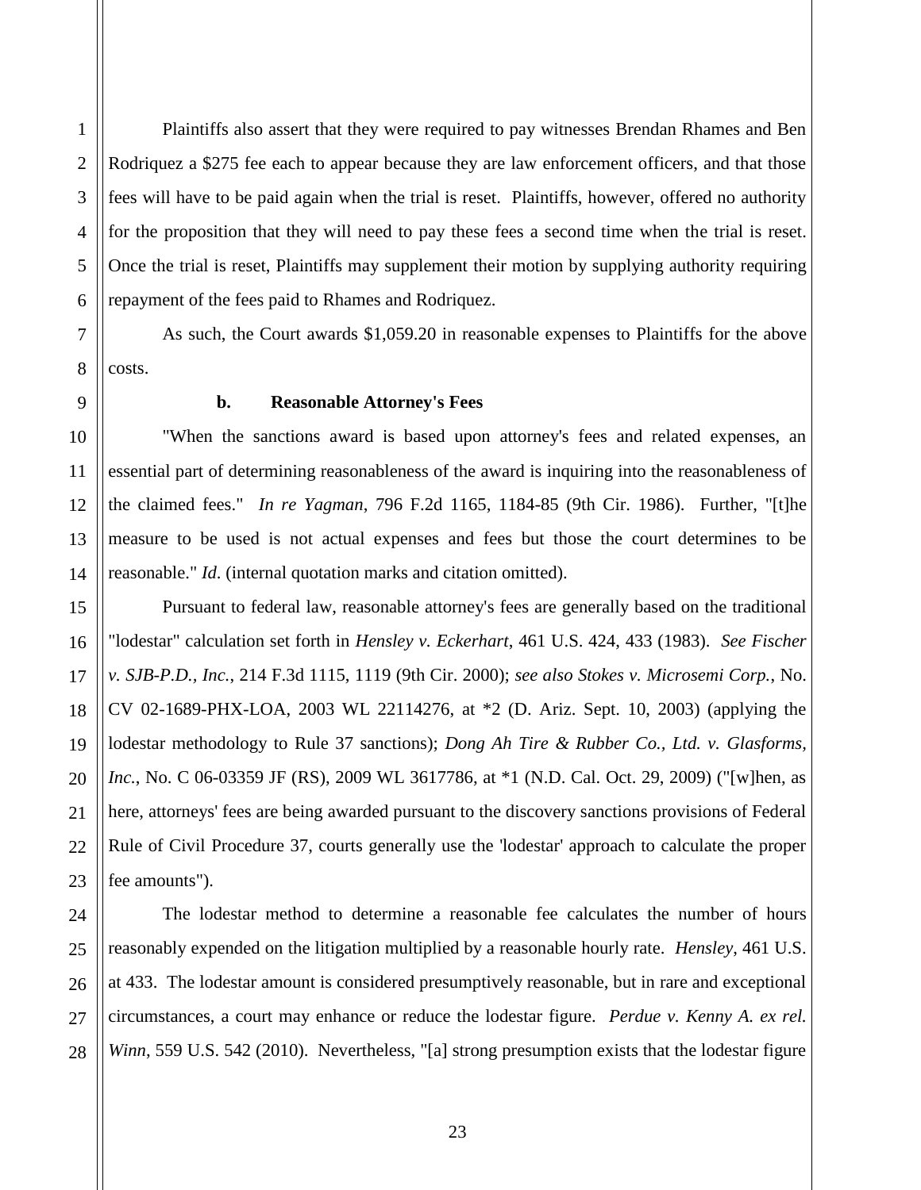Plaintiffs also assert that they were required to pay witnesses Brendan Rhames and Ben Rodriquez a $275 fee each to appear because they are law enforcement officers, and that those fees will have to be paid again when the trial is reset. Plaintiffs, however, offered no authority for the proposition that they will need to pay these fees a second time when the trial is reset. Once the trial is reset, Plaintiffs may supplement their motion by supplying authority requiring repayment of the fees paid to Rhames and Rodriquez.

As such, the Court awards $1,059.20 in reasonable expenses to Plaintiffs for the above costs.

**b. Reasonable Attorney's Fees**

"When the sanctions award is based upon attorney's fees and related expenses, an essential part of determining reasonableness of the award is inquiring into the reasonableness of the claimed fees." *In re Yagman*, 796 F.2d 1165, 1184-85 (9th Cir. 1986). Further, "[t]he measure to be used is not actual expenses and fees but those the court determines to be reasonable." *Id*. (internal quotation marks and citation omitted).

Pursuant to federal law, reasonable attorney's fees are generally based on the traditional "lodestar" calculation set forth in *Hensley v. Eckerhart*, 461 U.S. 424, 433 (1983). *See Fischer v. SJB-P.D., Inc.*, 214 F.3d 1115, 1119 (9th Cir. 2000); *see also Stokes v. Microsemi Corp.*, No. CV 02-1689-PHX-LOA, 2003 WL 22114276, at *2 (D. Ariz. Sept. 10, 2003) (applying the lodestar methodology to Rule 37 sanctions); *Dong Ah Tire & Rubber Co., Ltd. v. Glasforms, Inc.*, No. C 06-03359 JF (RS), 2009 WL 3617786, at *1 (N.D. Cal. Oct. 29, 2009) ("[w]hen, as here, attorneys' fees are being awarded pursuant to the discovery sanctions provisions of Federal Rule of Civil Procedure 37, courts generally use the 'lodestar' approach to calculate the proper fee amounts").

The lodestar method to determine a reasonable fee calculates the number of hours reasonably expended on the litigation multiplied by a reasonable hourly rate. *Hensley*, 461 U.S. at 433. The lodestar amount is considered presumptively reasonable, but in rare and exceptional circumstances, a court may enhance or reduce the lodestar figure. *Perdue v. Kenny A. ex rel. Winn*, 559 U.S. 542 (2010). Nevertheless, "[a] strong presumption exists that the lodestar figure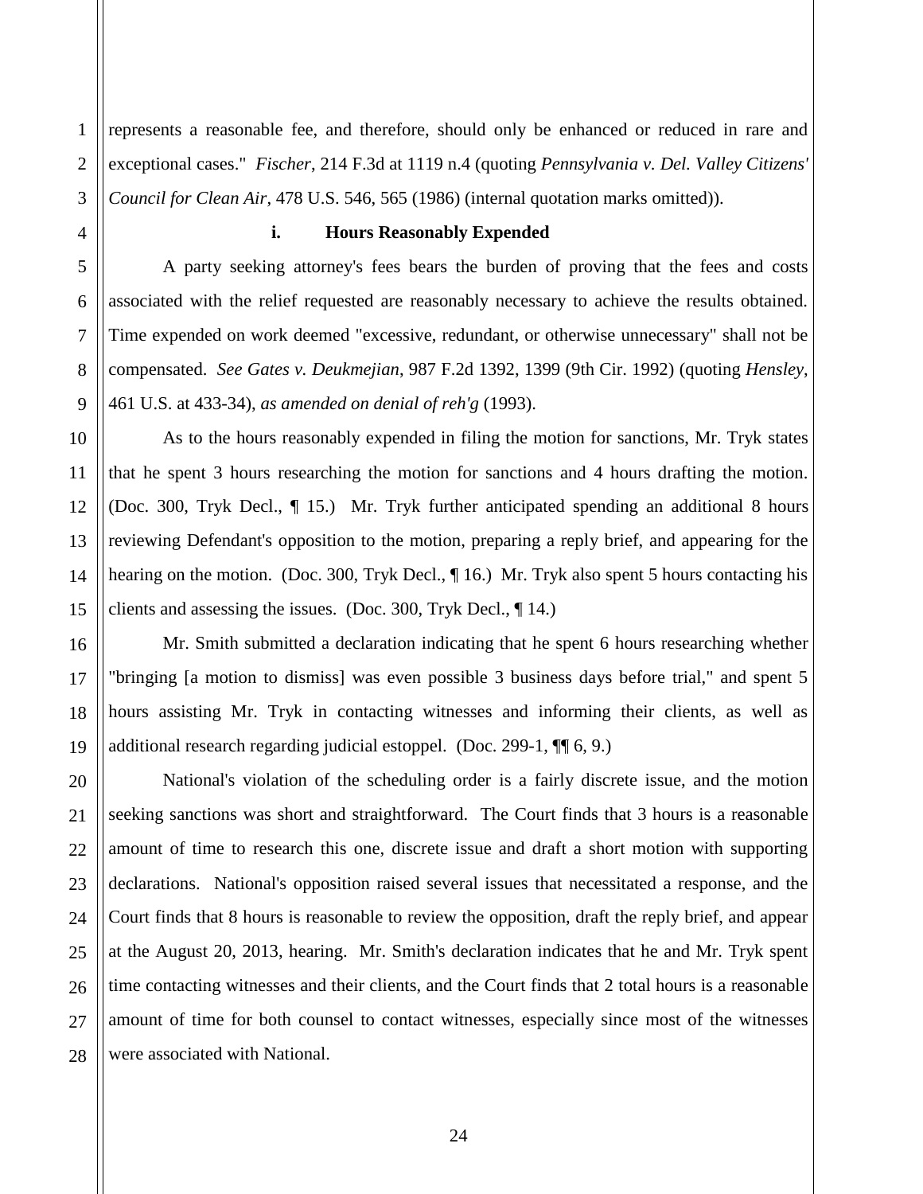represents a reasonable fee, and therefore, should only be enhanced or reduced in rare and exceptional cases." *Fischer*, 214 F.3d at 1119 n.4 (quoting *Pennsylvania v. Del. Valley Citizens' Council for Clean Air*, 478 U.S. 546, 565 (1986) (internal quotation marks omitted)).

**i. Hours Reasonably Expended**

A party seeking attorney's fees bears the burden of proving that the fees and costs associated with the relief requested are reasonably necessary to achieve the results obtained. Time expended on work deemed "excessive, redundant, or otherwise unnecessary" shall not be compensated. *See Gates v. Deukmejian*, 987 F.2d 1392, 1399 (9th Cir. 1992) (quoting *Hensley*, 461 U.S. at 433-34), *as amended on denial of reh'g* (1993).

As to the hours reasonably expended in filing the motion for sanctions, Mr. Tryk states that he spent 3 hours researching the motion for sanctions and 4 hours drafting the motion. (Doc. 300, Tryk Decl., ¶ 15.) Mr. Tryk further anticipated spending an additional 8 hours reviewing Defendant's opposition to the motion, preparing a reply brief, and appearing for the hearing on the motion. (Doc. 300, Tryk Decl., ¶ 16.) Mr. Tryk also spent 5 hours contacting his clients and assessing the issues. (Doc. 300, Tryk Decl., ¶ 14.)

Mr. Smith submitted a declaration indicating that he spent 6 hours researching whether "bringing [a motion to dismiss] was even possible 3 business days before trial," and spent 5 hours assisting Mr. Tryk in contacting witnesses and informing their clients, as well as additional research regarding judicial estoppel. (Doc. 299-1, ¶¶ 6, 9.)

National's violation of the scheduling order is a fairly discrete issue, and the motion seeking sanctions was short and straightforward. The Court finds that 3 hours is a reasonable amount of time to research this one, discrete issue and draft a short motion with supporting declarations. National's opposition raised several issues that necessitated a response, and the Court finds that 8 hours is reasonable to review the opposition, draft the reply brief, and appear at the August 20, 2013, hearing. Mr. Smith's declaration indicates that he and Mr. Tryk spent time contacting witnesses and their clients, and the Court finds that 2 total hours is a reasonable amount of time for both counsel to contact witnesses, especially since most of the witnesses were associated with National.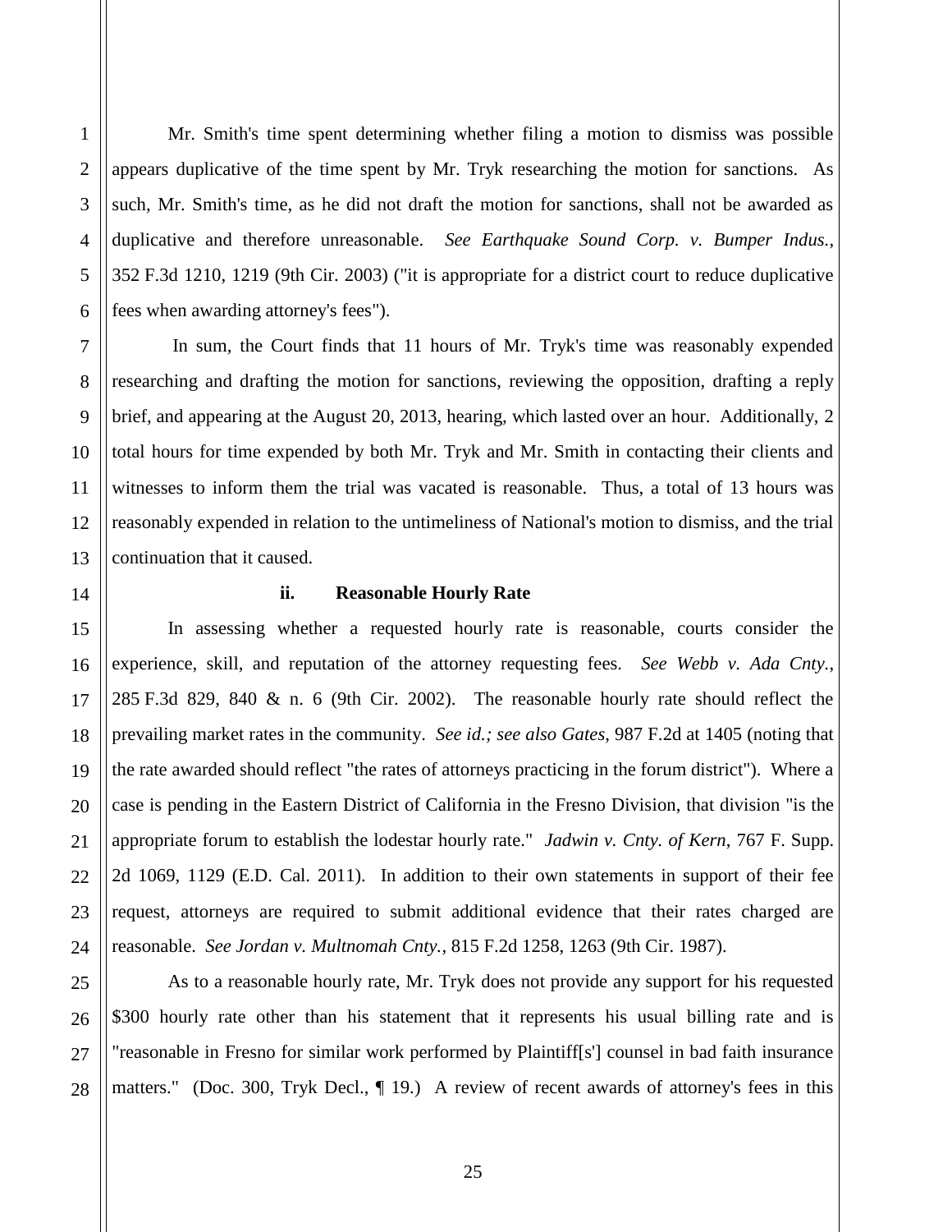Mr. Smith's time spent determining whether filing a motion to dismiss was possible appears duplicative of the time spent by Mr. Tryk researching the motion for sanctions. As such, Mr. Smith's time, as he did not draft the motion for sanctions, shall not be awarded as duplicative and therefore unreasonable. *See Earthquake Sound Corp. v. Bumper Indus.*, 352 F.3d 1210, 1219 (9th Cir. 2003) ("it is appropriate for a district court to reduce duplicative fees when awarding attorney's fees").

In sum, the Court finds that 11 hours of Mr. Tryk's time was reasonably expended researching and drafting the motion for sanctions, reviewing the opposition, drafting a reply brief, and appearing at the August 20, 2013, hearing, which lasted over an hour. Additionally, 2 total hours for time expended by both Mr. Tryk and Mr. Smith in contacting their clients and witnesses to inform them the trial was vacated is reasonable. Thus, a total of 13 hours was reasonably expended in relation to the untimeliness of National's motion to dismiss, and the trial continuation that it caused.

**ii. Reasonable Hourly Rate**

In assessing whether a requested hourly rate is reasonable, courts consider the experience, skill, and reputation of the attorney requesting fees. *See Webb v. Ada Cnty.*, 285 F.3d 829, 840 & n. 6 (9th Cir. 2002). The reasonable hourly rate should reflect the prevailing market rates in the community. *See id.; see also Gates*, 987 F.2d at 1405 (noting that the rate awarded should reflect "the rates of attorneys practicing in the forum district"). Where a case is pending in the Eastern District of California in the Fresno Division, that division "is the appropriate forum to establish the lodestar hourly rate." *Jadwin v. Cnty. of Kern*, 767 F. Supp. 2d 1069, 1129 (E.D. Cal. 2011). In addition to their own statements in support of their fee request, attorneys are required to submit additional evidence that their rates charged are reasonable. *See Jordan v. Multnomah Cnty.*, 815 F.2d 1258, 1263 (9th Cir. 1987).

As to a reasonable hourly rate, Mr. Tryk does not provide any support for his requested $300 hourly rate other than his statement that it represents his usual billing rate and is "reasonable in Fresno for similar work performed by Plaintiff[s'] counsel in bad faith insurance matters." (Doc. 300, Tryk Decl., ¶ 19.) A review of recent awards of attorney's fees in this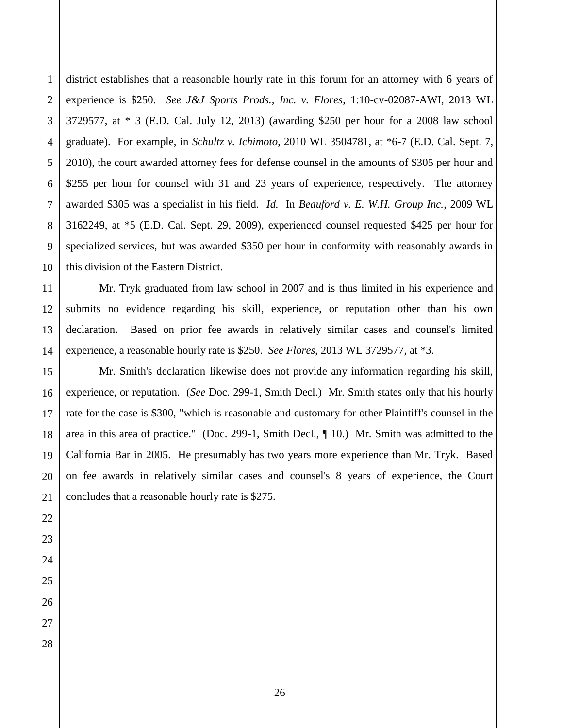district establishes that a reasonable hourly rate in this forum for an attorney with 6 years of experience is $250. *See J&J Sports Prods., Inc. v. Flores*, 1:10-cv-02087-AWI, 2013 WL 3729577, at * 3 (E.D. Cal. July 12, 2013) (awarding $250 per hour for a 2008 law school graduate). For example, in *Schultz v. Ichimoto*, 2010 WL 3504781, at *6-7 (E.D. Cal. Sept. 7, 2010), the court awarded attorney fees for defense counsel in the amounts of $305 per hour and $255 per hour for counsel with 31 and 23 years of experience, respectively. The attorney awarded $305 was a specialist in his field. *Id.* In *Beauford v. E. W.H. Group Inc.*, 2009 WL 3162249, at *5 (E.D. Cal. Sept. 29, 2009), experienced counsel requested $425 per hour for specialized services, but was awarded $350 per hour in conformity with reasonably awards in this division of the Eastern District.

Mr. Tryk graduated from law school in 2007 and is thus limited in his experience and submits no evidence regarding his skill, experience, or reputation other than his own declaration. Based on prior fee awards in relatively similar cases and counsel's limited experience, a reasonable hourly rate is $250. *See Flores*, 2013 WL 3729577, at *3.

Mr. Smith's declaration likewise does not provide any information regarding his skill, experience, or reputation. (*See* Doc. 299-1, Smith Decl.) Mr. Smith states only that his hourly rate for the case is $300, "which is reasonable and customary for other Plaintiff's counsel in the area in this area of practice." (Doc. 299-1, Smith Decl., ¶ 10.) Mr. Smith was admitted to the California Bar in 2005. He presumably has two years more experience than Mr. Tryk. Based on fee awards in relatively similar cases and counsel's 8 years of experience, the Court concludes that a reasonable hourly rate is $275.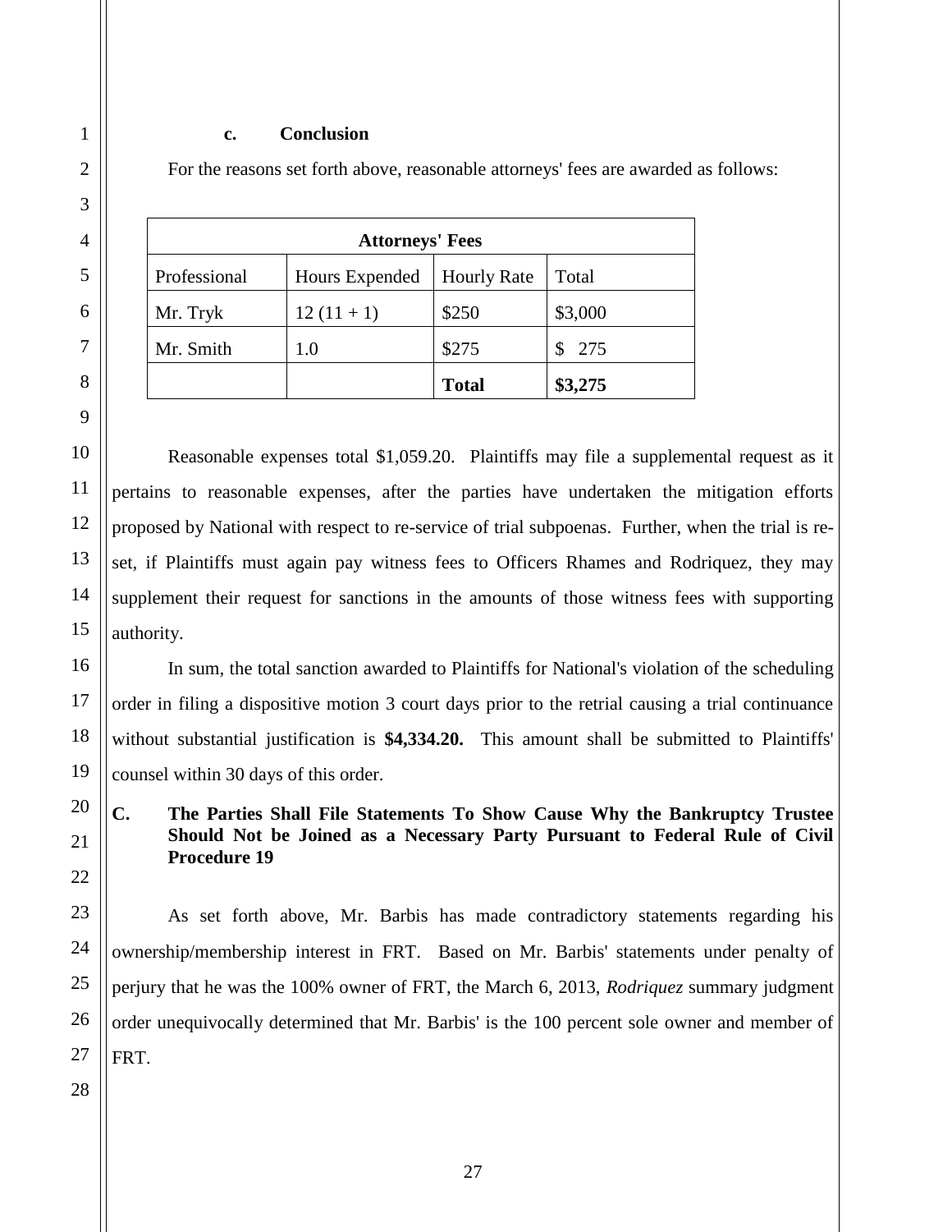#### c. Conclusion

For the reasons set forth above, reasonable attorneys' fees are awarded as follows:

| **Attorneys' Fees** | | | |
|---|---|---|---|
| Professional | Hours Expended | Hourly Rate | Total |
| Mr. Tryk | 12 (11 + 1) | $250 | $3,000 |
| Mr. Smith | 1.0 | $275 | $ 275 |
| | | **Total** | **$3,275** |

Reasonable expenses total $1,059.20. Plaintiffs may file a supplemental request as it pertains to reasonable expenses, after the parties have undertaken the mitigation efforts proposed by National with respect to re-service of trial subpoenas. Further, when the trial is re-set, if Plaintiffs must again pay witness fees to Officers Rhames and Rodriquez, they may supplement their request for sanctions in the amounts of those witness fees with supporting authority.

In sum, the total sanction awarded to Plaintiffs for National's violation of the scheduling order in filing a dispositive motion 3 court days prior to the retrial causing a trial continuance without substantial justification is **$4,334.20.** This amount shall be submitted to Plaintiffs' counsel within 30 days of this order.

### C. The Parties Shall File Statements To Show Cause Why the Bankruptcy Trustee Should Not be Joined as a Necessary Party Pursuant to Federal Rule of Civil Procedure 19

As set forth above, Mr. Barbis has made contradictory statements regarding his ownership/membership interest in FRT. Based on Mr. Barbis' statements under penalty of perjury that he was the 100% owner of FRT, the March 6, 2013, *Rodriquez* summary judgment order unequivocally determined that Mr. Barbis' is the 100 percent sole owner and member of FRT.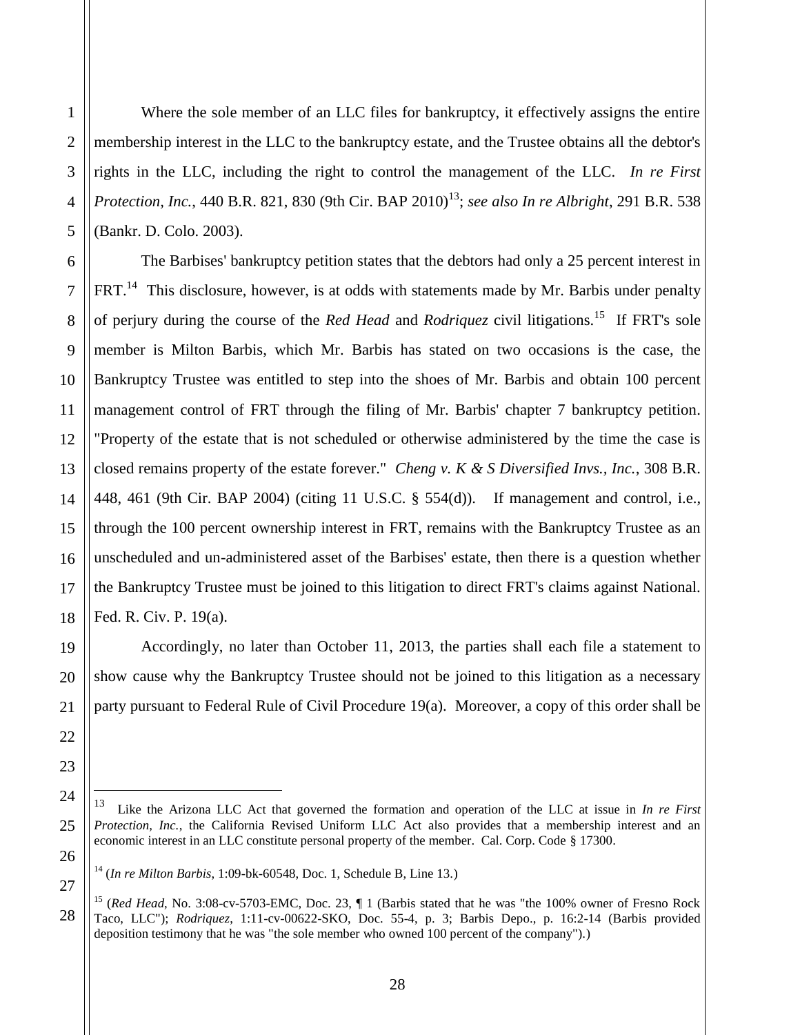Where the sole member of an LLC files for bankruptcy, it effectively assigns the entire membership interest in the LLC to the bankruptcy estate, and the Trustee obtains all the debtor's rights in the LLC, including the right to control the management of the LLC. *In re First Protection, Inc.*, 440 B.R. 821, 830 (9th Cir. BAP 2010)[13]; *see also In re Albright*, 291 B.R. 538 (Bankr. D. Colo. 2003).

The Barbises' bankruptcy petition states that the debtors had only a 25 percent interest in FRT.[14] This disclosure, however, is at odds with statements made by Mr. Barbis under penalty of perjury during the course of the *Red Head* and *Rodriquez* civil litigations.[15] If FRT's sole member is Milton Barbis, which Mr. Barbis has stated on two occasions is the case, the Bankruptcy Trustee was entitled to step into the shoes of Mr. Barbis and obtain 100 percent management control of FRT through the filing of Mr. Barbis' chapter 7 bankruptcy petition. "Property of the estate that is not scheduled or otherwise administered by the time the case is closed remains property of the estate forever." *Cheng v. K & S Diversified Invs., Inc.*, 308 B.R. 448, 461 (9th Cir. BAP 2004) (citing 11 U.S.C. § 554(d)). If management and control, i.e., through the 100 percent ownership interest in FRT, remains with the Bankruptcy Trustee as an unscheduled and un-administered asset of the Barbises' estate, then there is a question whether the Bankruptcy Trustee must be joined to this litigation to direct FRT's claims against National. Fed. R. Civ. P. 19(a).

Accordingly, no later than October 11, 2013, the parties shall each file a statement to show cause why the Bankruptcy Trustee should not be joined to this litigation as a necessary party pursuant to Federal Rule of Civil Procedure 19(a). Moreover, a copy of this order shall be

---

[13] Like the Arizona LLC Act that governed the formation and operation of the LLC at issue in *In re First Protection, Inc.*, the California Revised Uniform LLC Act also provides that a membership interest and an economic interest in an LLC constitute personal property of the member. Cal. Corp. Code § 17300.

[14] (*In re Milton Barbis*, 1:09-bk-60548, Doc. 1, Schedule B, Line 13.)

[15] (*Red Head*, No. 3:08-cv-5703-EMC, Doc. 23, ¶ 1 (Barbis stated that he was "the 100% owner of Fresno Rock Taco, LLC"); *Rodriquez*, 1:11-cv-00622-SKO, Doc. 55-4, p. 3; Barbis Depo., p. 16:2-14 (Barbis provided deposition testimony that he was "the sole member who owned 100 percent of the company").)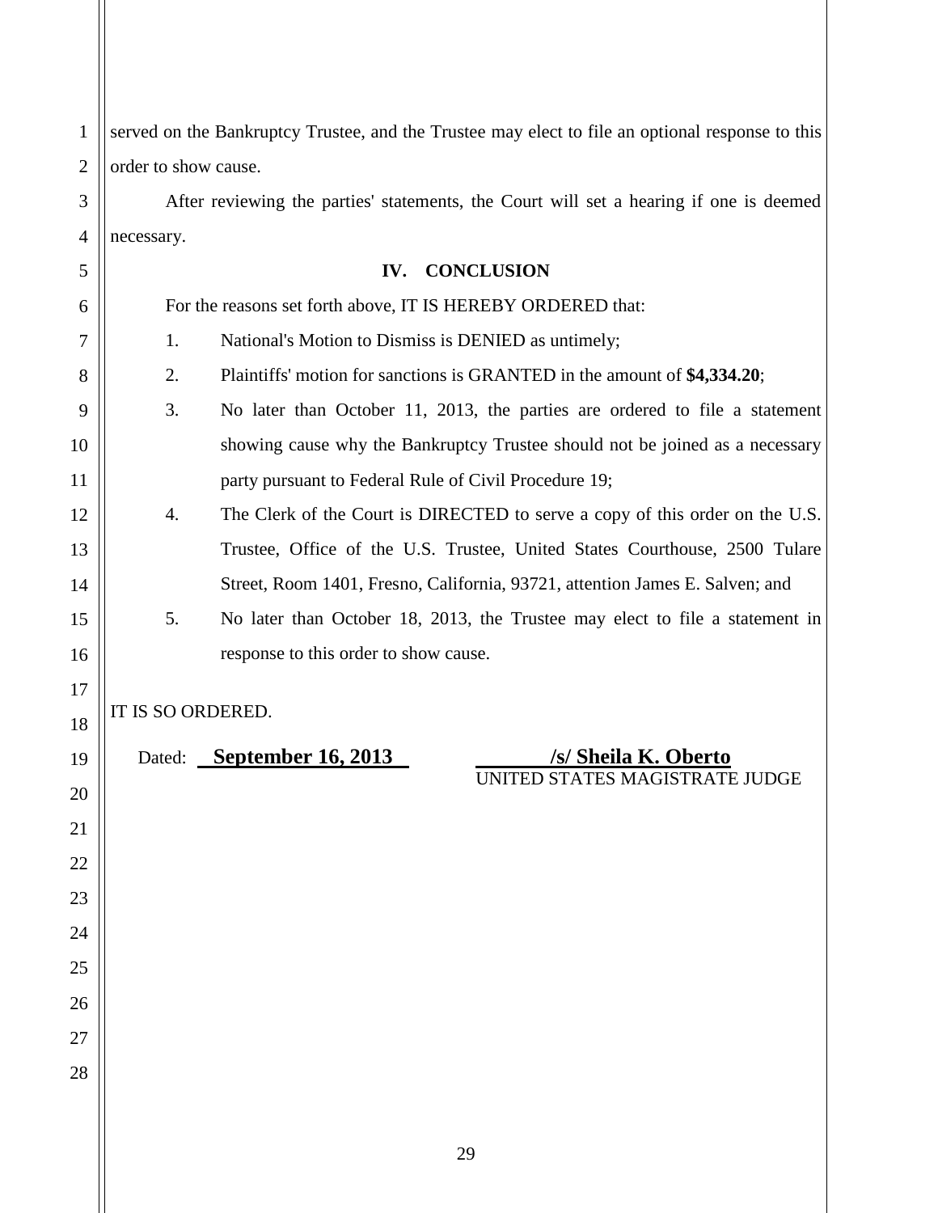served on the Bankruptcy Trustee, and the Trustee may elect to file an optional response to this order to show cause.

After reviewing the parties' statements, the Court will set a hearing if one is deemed necessary.

## IV. CONCLUSION

For the reasons set forth above, IT IS HEREBY ORDERED that:

1. National's Motion to Dismiss is DENIED as untimely;
2. Plaintiffs' motion for sanctions is GRANTED in the amount of **$4,334.20**;
3. No later than October 11, 2013, the parties are ordered to file a statement showing cause why the Bankruptcy Trustee should not be joined as a necessary party pursuant to Federal Rule of Civil Procedure 19;
4. The Clerk of the Court is DIRECTED to serve a copy of this order on the U.S. Trustee, Office of the U.S. Trustee, United States Courthouse, 2500 Tulare Street, Room 1401, Fresno, California, 93721, attention James E. Salven; and
5. No later than October 18, 2013, the Trustee may elect to file a statement in response to this order to show cause.

IT IS SO ORDERED.

Dated: **September 16, 2013**

**/s/ Sheila K. Oberto**
UNITED STATES MAGISTRATE JUDGE